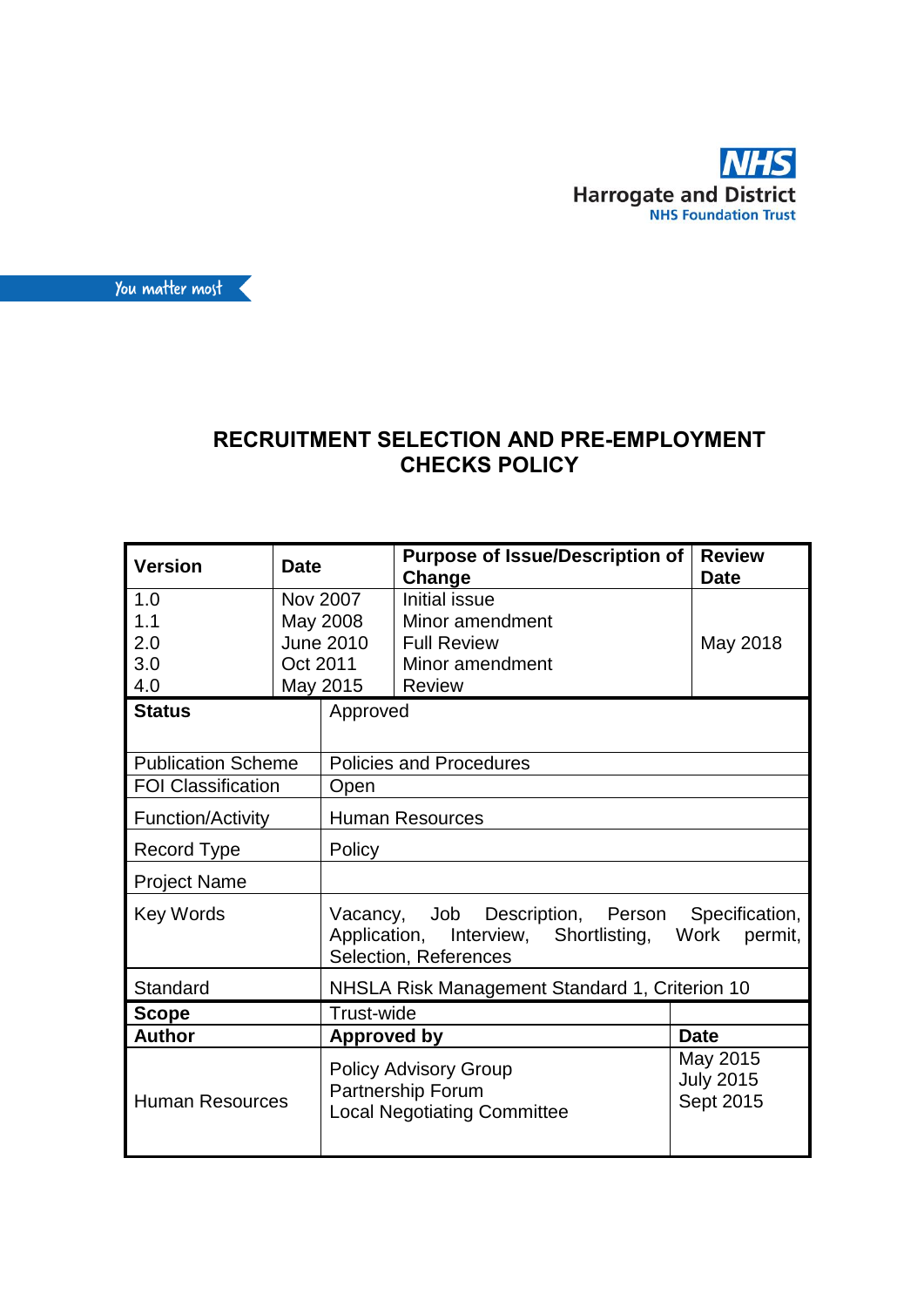NHS
Harrogate and District
NHS Foundation Trust

You matter most

# RECRUITMENT SELECTION AND PRE-EMPLOYMENT CHECKS POLICY

| **Version** | **Date** | **Purpose of Issue/Description of Change** | **Review Date** |
|---|---|---|---|
| 1.0 | Nov 2007 | Initial issue | |
| 1.1 | May 2008 | Minor amendment | |
| 2.0 | June 2010 | Full Review | May 2018 |
| 3.0 | Oct 2011 | Minor amendment | |
| 4.0 | May 2015 | Review | |

| | | |
|---|---|---|
| **Status** | Approved | |
| Publication Scheme | Policies and Procedures | |
| FOI Classification | Open | |
| Function/Activity | Human Resources | |
| Record Type | Policy | |
| Project Name | | |
| Key Words | Vacancy, Job Description, Person Specification, Application, Interview, Shortlisting, Work permit, Selection, References | |
| Standard | NHSLA Risk Management Standard 1, Criterion 10 | |
| **Scope** | Trust-wide | |
| **Author** | **Approved by** | **Date** |
| Human Resources | Policy Advisory Group<br>Partnership Forum<br>Local Negotiating Committee | May 2015<br>July 2015<br>Sept 2015 |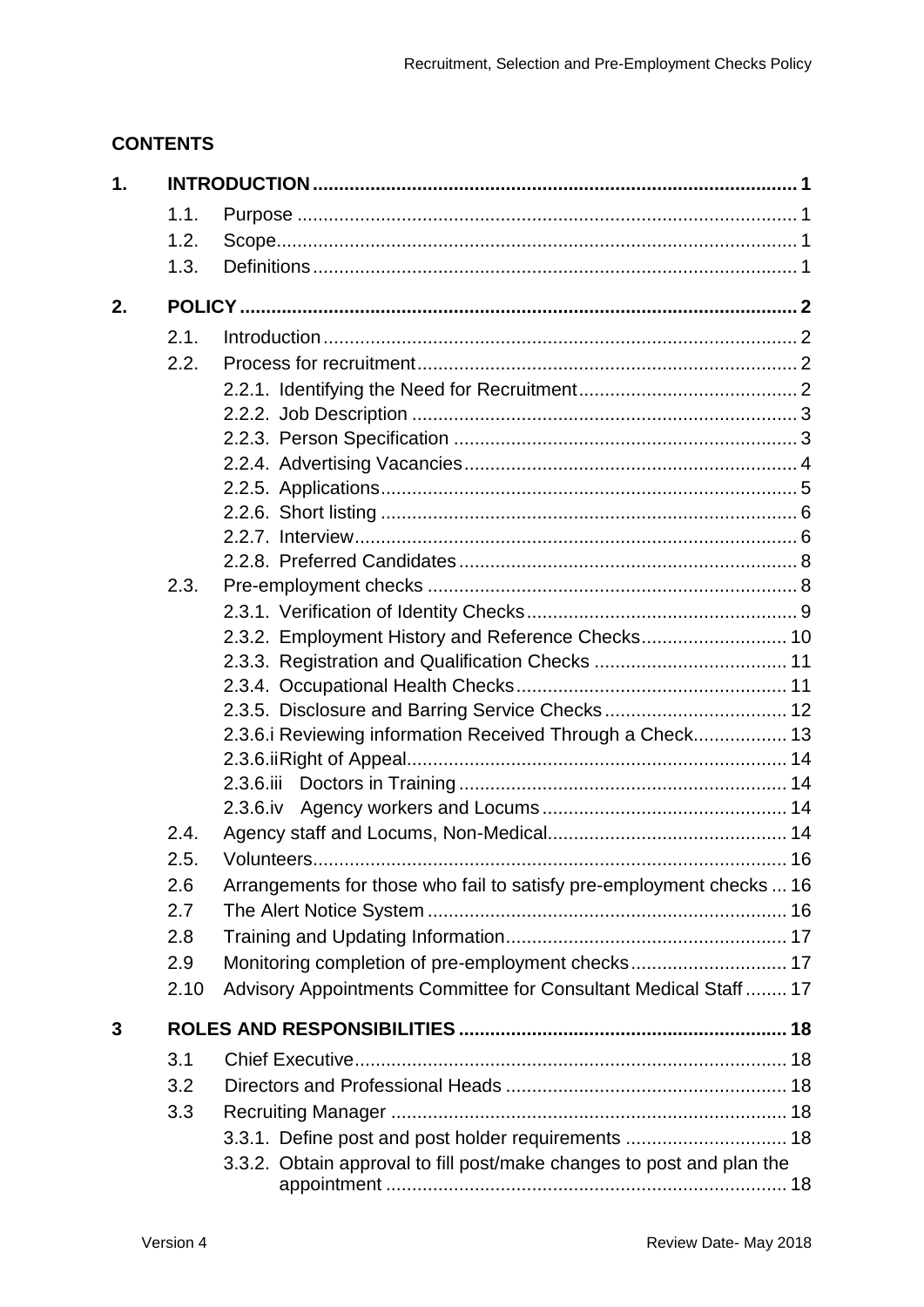## CONTENTS

| | | | |
|---|---|---|---|
| **1.** | **INTRODUCTION** | | **1** |
| | 1.1. | Purpose | 1 |
| | 1.2. | Scope | 1 |
| | 1.3. | Definitions | 1 |
| **2.** | **POLICY** | | **2** |
| | 2.1. | Introduction | 2 |
| | 2.2. | Process for recruitment | 2 |
| | | 2.2.1. Identifying the Need for Recruitment | 2 |
| | | 2.2.2. Job Description | 3 |
| | | 2.2.3. Person Specification | 3 |
| | | 2.2.4. Advertising Vacancies | 4 |
| | | 2.2.5. Applications | 5 |
| | | 2.2.6. Short listing | 6 |
| | | 2.2.7. Interview | 6 |
| | | 2.2.8. Preferred Candidates | 8 |
| | 2.3. | Pre-employment checks | 8 |
| | | 2.3.1. Verification of Identity Checks | 9 |
| | | 2.3.2. Employment History and Reference Checks | 10 |
| | | 2.3.3. Registration and Qualification Checks | 11 |
| | | 2.3.4. Occupational Health Checks | 11 |
| | | 2.3.5. Disclosure and Barring Service Checks | 12 |
| | | 2.3.6.i Reviewing information Received Through a Check | 13 |
| | | 2.3.6.ii Right of Appeal | 14 |
| | | 2.3.6.iii Doctors in Training | 14 |
| | | 2.3.6.iv Agency workers and Locums | 14 |
| | 2.4. | Agency staff and Locums, Non-Medical | 14 |
| | 2.5. | Volunteers | 16 |
| | 2.6 | Arrangements for those who fail to satisfy pre-employment checks | 16 |
| | 2.7 | The Alert Notice System | 16 |
| | 2.8 | Training and Updating Information | 17 |
| | 2.9 | Monitoring completion of pre-employment checks | 17 |
| | 2.10 | Advisory Appointments Committee for Consultant Medical Staff | 17 |
| **3** | **ROLES AND RESPONSIBILITIES** | | **18** |
| | 3.1 | Chief Executive | 18 |
| | 3.2 | Directors and Professional Heads | 18 |
| | 3.3 | Recruiting Manager | 18 |
| | | 3.3.1. Define post and post holder requirements | 18 |
| | | 3.3.2. Obtain approval to fill post/make changes to post and plan the appointment | 18 |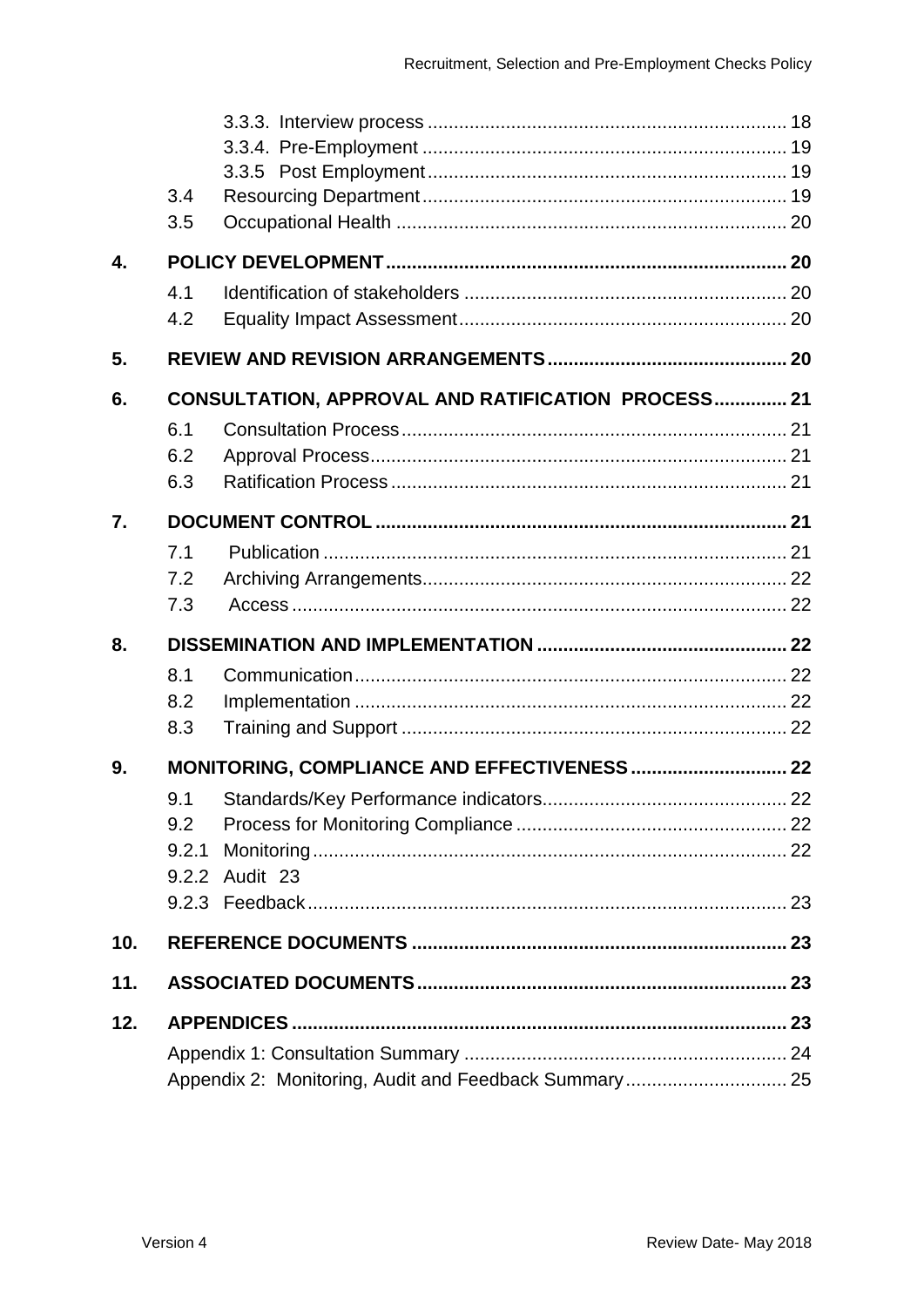3.3.3. Interview process ..................................................................... 18
3.3.4. Pre-Employment ...................................................................... 19
3.3.5 Post Employment ..................................................................... 19
3.4 Resourcing Department ..................................................................... 19
3.5 Occupational Health .......................................................................... 20

**4. POLICY DEVELOPMENT ............................................................................ 20**

4.1 Identification of stakeholders ............................................................. 20
4.2 Equality Impact Assessment .............................................................. 20

**5. REVIEW AND REVISION ARRANGEMENTS ............................................. 20**

**6. CONSULTATION, APPROVAL AND RATIFICATION PROCESS .............. 21**

6.1 Consultation Process .......................................................................... 21
6.2 Approval Process ................................................................................ 21
6.3 Ratification Process ............................................................................ 21

**7. DOCUMENT CONTROL .............................................................................. 21**

7.1 Publication ......................................................................................... 21
7.2 Archiving Arrangements ...................................................................... 22
7.3 Access ................................................................................................ 22

**8. DISSEMINATION AND IMPLEMENTATION ............................................... 22**

8.1 Communication ................................................................................... 22
8.2 Implementation ................................................................................... 22
8.3 Training and Support .......................................................................... 22

**9. MONITORING, COMPLIANCE AND EFFECTIVENESS ............................. 22**

9.1 Standards/Key Performance indicators ............................................... 22
9.2 Process for Monitoring Compliance .................................................... 22
9.2.1 Monitoring ........................................................................................... 22
9.2.2 Audit 23
9.2.3 Feedback ............................................................................................ 23

**10. REFERENCE DOCUMENTS ....................................................................... 23**

**11. ASSOCIATED DOCUMENTS ...................................................................... 23**

**12. APPENDICES .............................................................................................. 23**

Appendix 1: Consultation Summary .............................................................. 24
Appendix 2: Monitoring, Audit and Feedback Summary ............................... 25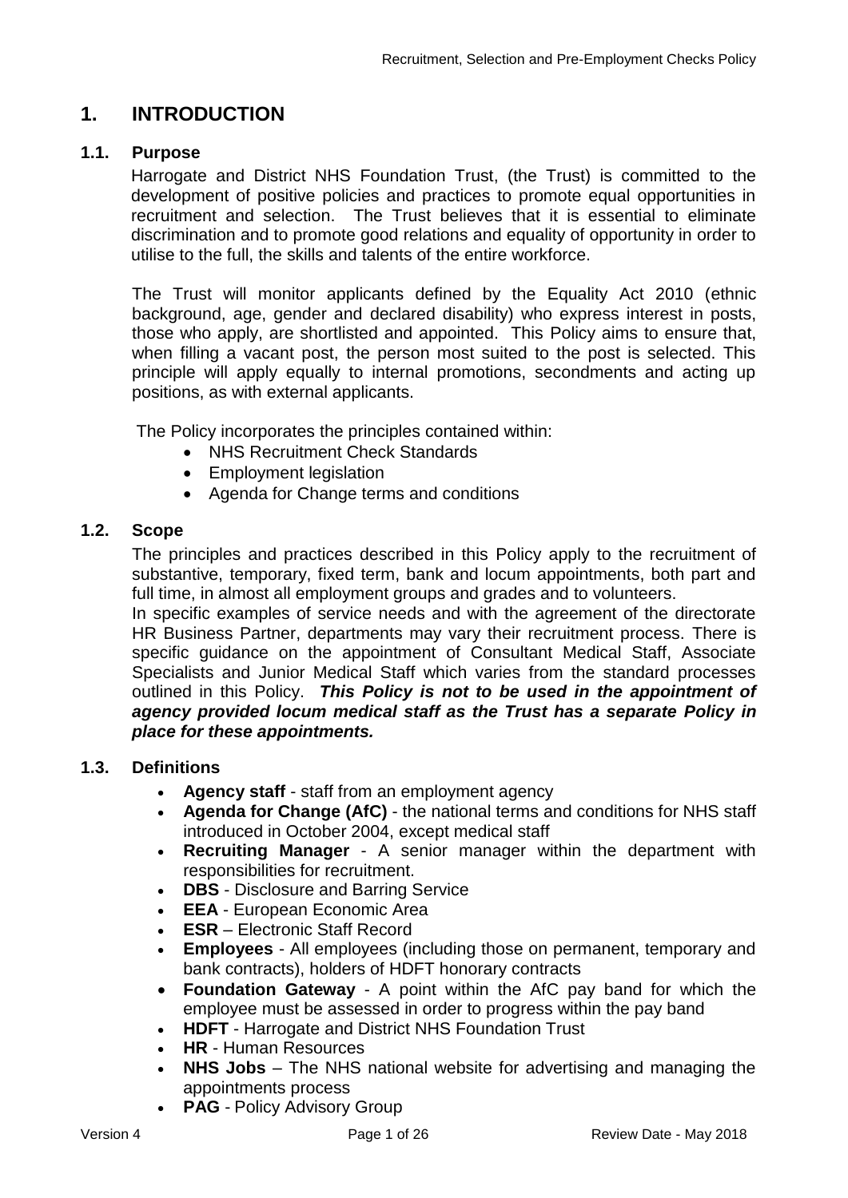# 1. INTRODUCTION

## 1.1. Purpose

Harrogate and District NHS Foundation Trust, (the Trust) is committed to the development of positive policies and practices to promote equal opportunities in recruitment and selection. The Trust believes that it is essential to eliminate discrimination and to promote good relations and equality of opportunity in order to utilise to the full, the skills and talents of the entire workforce.

The Trust will monitor applicants defined by the Equality Act 2010 (ethnic background, age, gender and declared disability) who express interest in posts, those who apply, are shortlisted and appointed. This Policy aims to ensure that, when filling a vacant post, the person most suited to the post is selected. This principle will apply equally to internal promotions, secondments and acting up positions, as with external applicants.

The Policy incorporates the principles contained within:

- NHS Recruitment Check Standards
- Employment legislation
- Agenda for Change terms and conditions

## 1.2. Scope

The principles and practices described in this Policy apply to the recruitment of substantive, temporary, fixed term, bank and locum appointments, both part and full time, in almost all employment groups and grades and to volunteers.

In specific examples of service needs and with the agreement of the directorate HR Business Partner, departments may vary their recruitment process. There is specific guidance on the appointment of Consultant Medical Staff, Associate Specialists and Junior Medical Staff which varies from the standard processes outlined in this Policy. ***This Policy is not to be used in the appointment of agency provided locum medical staff as the Trust has a separate Policy in place for these appointments.***

## 1.3. Definitions

- **Agency staff** - staff from an employment agency
- **Agenda for Change (AfC)** - the national terms and conditions for NHS staff introduced in October 2004, except medical staff
- **Recruiting Manager** - A senior manager within the department with responsibilities for recruitment.
- **DBS** - Disclosure and Barring Service
- **EEA** - European Economic Area
- **ESR** – Electronic Staff Record
- **Employees** - All employees (including those on permanent, temporary and bank contracts), holders of HDFT honorary contracts
- **Foundation Gateway** - A point within the AfC pay band for which the employee must be assessed in order to progress within the pay band
- **HDFT** - Harrogate and District NHS Foundation Trust
- **HR** - Human Resources
- **NHS Jobs** – The NHS national website for advertising and managing the appointments process
- **PAG** - Policy Advisory Group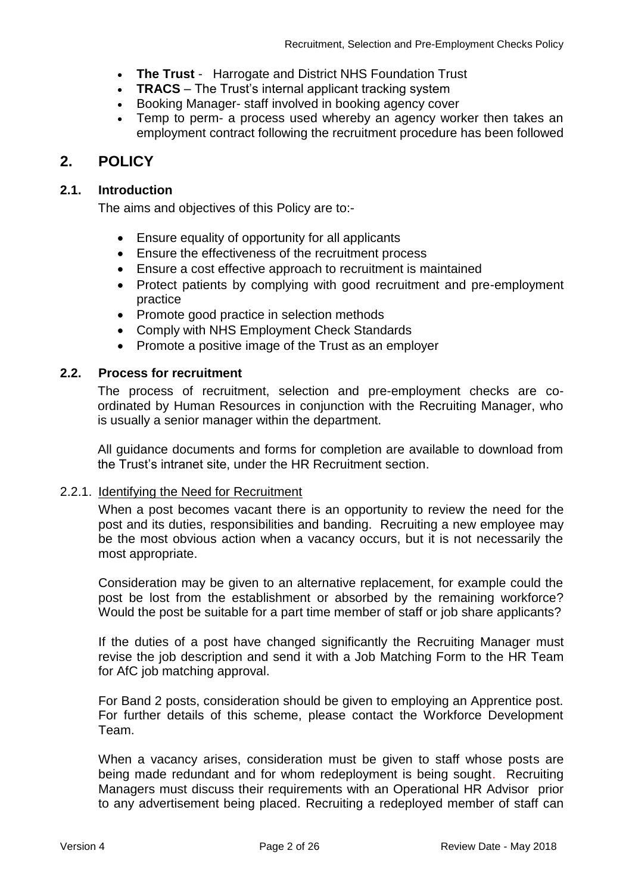- **The Trust** - Harrogate and District NHS Foundation Trust
- **TRACS** – The Trust's internal applicant tracking system
- Booking Manager- staff involved in booking agency cover
- Temp to perm- a process used whereby an agency worker then takes an employment contract following the recruitment procedure has been followed

## 2. POLICY

### 2.1. Introduction

The aims and objectives of this Policy are to:-

- Ensure equality of opportunity for all applicants
- Ensure the effectiveness of the recruitment process
- Ensure a cost effective approach to recruitment is maintained
- Protect patients by complying with good recruitment and pre-employment practice
- Promote good practice in selection methods
- Comply with NHS Employment Check Standards
- Promote a positive image of the Trust as an employer

### 2.2. Process for recruitment

The process of recruitment, selection and pre-employment checks are co-ordinated by Human Resources in conjunction with the Recruiting Manager, who is usually a senior manager within the department.

All guidance documents and forms for completion are available to download from the Trust's intranet site, under the HR Recruitment section.

#### 2.2.1. Identifying the Need for Recruitment

When a post becomes vacant there is an opportunity to review the need for the post and its duties, responsibilities and banding. Recruiting a new employee may be the most obvious action when a vacancy occurs, but it is not necessarily the most appropriate.

Consideration may be given to an alternative replacement, for example could the post be lost from the establishment or absorbed by the remaining workforce? Would the post be suitable for a part time member of staff or job share applicants?

If the duties of a post have changed significantly the Recruiting Manager must revise the job description and send it with a Job Matching Form to the HR Team for AfC job matching approval.

For Band 2 posts, consideration should be given to employing an Apprentice post. For further details of this scheme, please contact the Workforce Development Team.

When a vacancy arises, consideration must be given to staff whose posts are being made redundant and for whom redeployment is being sought. Recruiting Managers must discuss their requirements with an Operational HR Advisor prior to any advertisement being placed. Recruiting a redeployed member of staff can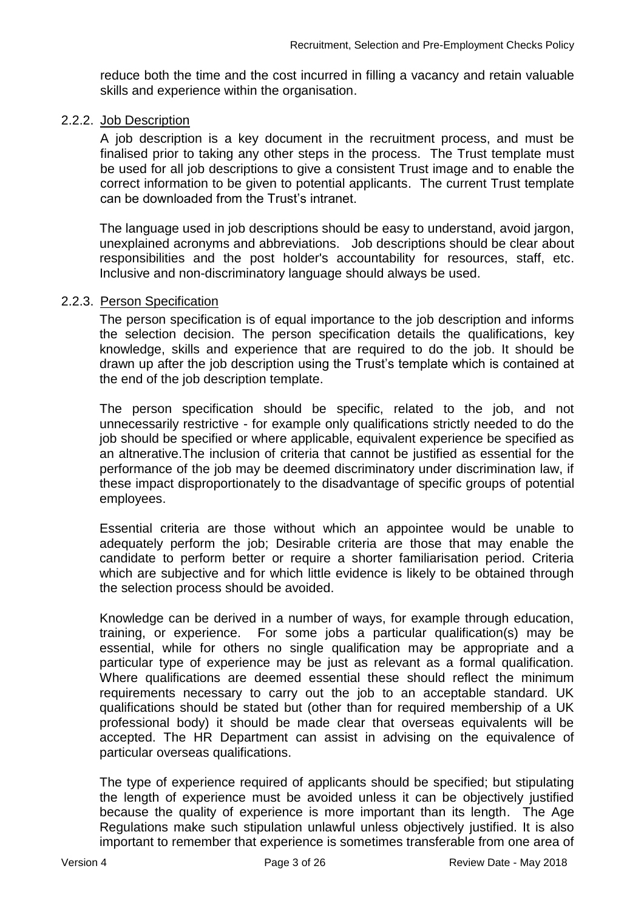reduce both the time and the cost incurred in filling a vacancy and retain valuable skills and experience within the organisation.

#### 2.2.2. Job Description

A job description is a key document in the recruitment process, and must be finalised prior to taking any other steps in the process. The Trust template must be used for all job descriptions to give a consistent Trust image and to enable the correct information to be given to potential applicants. The current Trust template can be downloaded from the Trust's intranet.

The language used in job descriptions should be easy to understand, avoid jargon, unexplained acronyms and abbreviations. Job descriptions should be clear about responsibilities and the post holder's accountability for resources, staff, etc. Inclusive and non-discriminatory language should always be used.

#### 2.2.3. Person Specification

The person specification is of equal importance to the job description and informs the selection decision. The person specification details the qualifications, key knowledge, skills and experience that are required to do the job. It should be drawn up after the job description using the Trust's template which is contained at the end of the job description template.

The person specification should be specific, related to the job, and not unnecessarily restrictive - for example only qualifications strictly needed to do the job should be specified or where applicable, equivalent experience be specified as an altnerative.The inclusion of criteria that cannot be justified as essential for the performance of the job may be deemed discriminatory under discrimination law, if these impact disproportionately to the disadvantage of specific groups of potential employees.

Essential criteria are those without which an appointee would be unable to adequately perform the job; Desirable criteria are those that may enable the candidate to perform better or require a shorter familiarisation period. Criteria which are subjective and for which little evidence is likely to be obtained through the selection process should be avoided.

Knowledge can be derived in a number of ways, for example through education, training, or experience. For some jobs a particular qualification(s) may be essential, while for others no single qualification may be appropriate and a particular type of experience may be just as relevant as a formal qualification. Where qualifications are deemed essential these should reflect the minimum requirements necessary to carry out the job to an acceptable standard. UK qualifications should be stated but (other than for required membership of a UK professional body) it should be made clear that overseas equivalents will be accepted. The HR Department can assist in advising on the equivalence of particular overseas qualifications.

The type of experience required of applicants should be specified; but stipulating the length of experience must be avoided unless it can be objectively justified because the quality of experience is more important than its length. The Age Regulations make such stipulation unlawful unless objectively justified. It is also important to remember that experience is sometimes transferable from one area of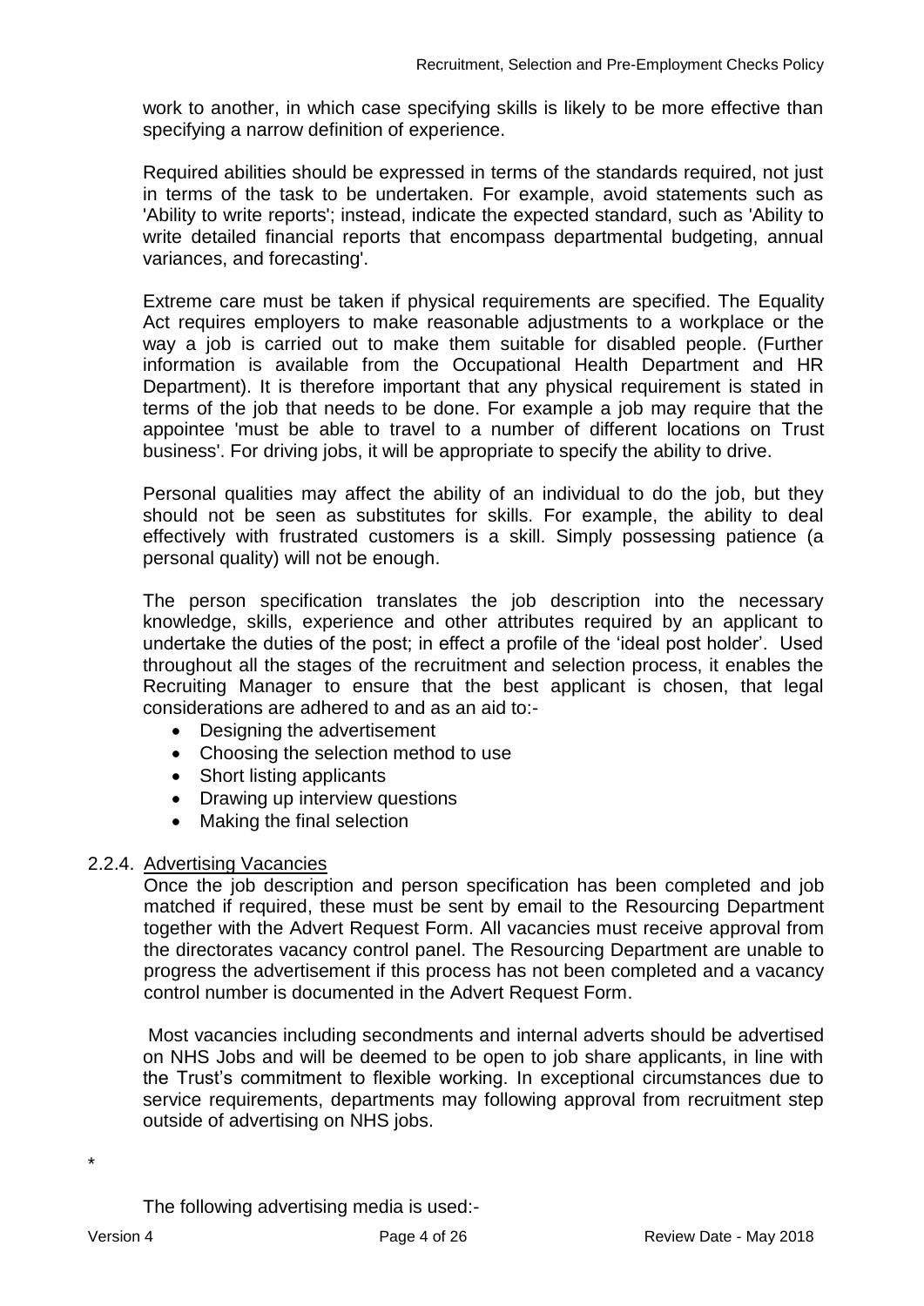work to another, in which case specifying skills is likely to be more effective than specifying a narrow definition of experience.

Required abilities should be expressed in terms of the standards required, not just in terms of the task to be undertaken. For example, avoid statements such as 'Ability to write reports'; instead, indicate the expected standard, such as 'Ability to write detailed financial reports that encompass departmental budgeting, annual variances, and forecasting'.

Extreme care must be taken if physical requirements are specified. The Equality Act requires employers to make reasonable adjustments to a workplace or the way a job is carried out to make them suitable for disabled people. (Further information is available from the Occupational Health Department and HR Department). It is therefore important that any physical requirement is stated in terms of the job that needs to be done. For example a job may require that the appointee 'must be able to travel to a number of different locations on Trust business'. For driving jobs, it will be appropriate to specify the ability to drive.

Personal qualities may affect the ability of an individual to do the job, but they should not be seen as substitutes for skills. For example, the ability to deal effectively with frustrated customers is a skill. Simply possessing patience (a personal quality) will not be enough.

The person specification translates the job description into the necessary knowledge, skills, experience and other attributes required by an applicant to undertake the duties of the post; in effect a profile of the 'ideal post holder'. Used throughout all the stages of the recruitment and selection process, it enables the Recruiting Manager to ensure that the best applicant is chosen, that legal considerations are adhered to and as an aid to:-

- Designing the advertisement
- Choosing the selection method to use
- Short listing applicants
- Drawing up interview questions
- Making the final selection

### 2.2.4. Advertising Vacancies

Once the job description and person specification has been completed and job matched if required, these must be sent by email to the Resourcing Department together with the Advert Request Form. All vacancies must receive approval from the directorates vacancy control panel. The Resourcing Department are unable to progress the advertisement if this process has not been completed and a vacancy control number is documented in the Advert Request Form.

Most vacancies including secondments and internal adverts should be advertised on NHS Jobs and will be deemed to be open to job share applicants, in line with the Trust's commitment to flexible working. In exceptional circumstances due to service requirements, departments may following approval from recruitment step outside of advertising on NHS jobs.

*

The following advertising media is used:-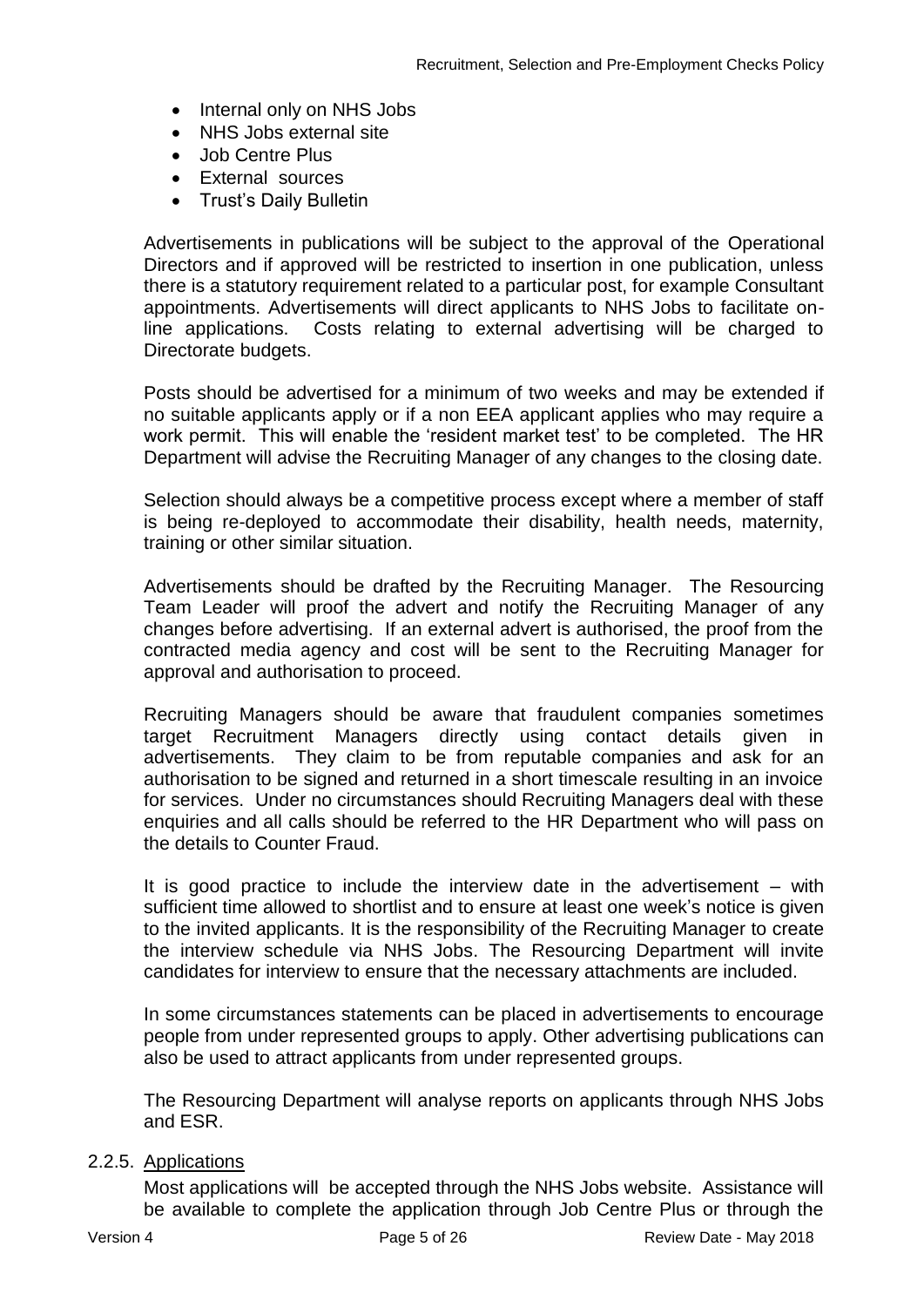- Internal only on NHS Jobs
- NHS Jobs external site
- Job Centre Plus
- External sources
- Trust's Daily Bulletin

Advertisements in publications will be subject to the approval of the Operational Directors and if approved will be restricted to insertion in one publication, unless there is a statutory requirement related to a particular post, for example Consultant appointments. Advertisements will direct applicants to NHS Jobs to facilitate on-line applications. Costs relating to external advertising will be charged to Directorate budgets.

Posts should be advertised for a minimum of two weeks and may be extended if no suitable applicants apply or if a non EEA applicant applies who may require a work permit. This will enable the 'resident market test' to be completed. The HR Department will advise the Recruiting Manager of any changes to the closing date.

Selection should always be a competitive process except where a member of staff is being re-deployed to accommodate their disability, health needs, maternity, training or other similar situation.

Advertisements should be drafted by the Recruiting Manager. The Resourcing Team Leader will proof the advert and notify the Recruiting Manager of any changes before advertising. If an external advert is authorised, the proof from the contracted media agency and cost will be sent to the Recruiting Manager for approval and authorisation to proceed.

Recruiting Managers should be aware that fraudulent companies sometimes target Recruitment Managers directly using contact details given in advertisements. They claim to be from reputable companies and ask for an authorisation to be signed and returned in a short timescale resulting in an invoice for services. Under no circumstances should Recruiting Managers deal with these enquiries and all calls should be referred to the HR Department who will pass on the details to Counter Fraud.

It is good practice to include the interview date in the advertisement – with sufficient time allowed to shortlist and to ensure at least one week's notice is given to the invited applicants. It is the responsibility of the Recruiting Manager to create the interview schedule via NHS Jobs. The Resourcing Department will invite candidates for interview to ensure that the necessary attachments are included.

In some circumstances statements can be placed in advertisements to encourage people from under represented groups to apply. Other advertising publications can also be used to attract applicants from under represented groups.

The Resourcing Department will analyse reports on applicants through NHS Jobs and ESR.

#### 2.2.5. Applications

Most applications will be accepted through the NHS Jobs website. Assistance will be available to complete the application through Job Centre Plus or through the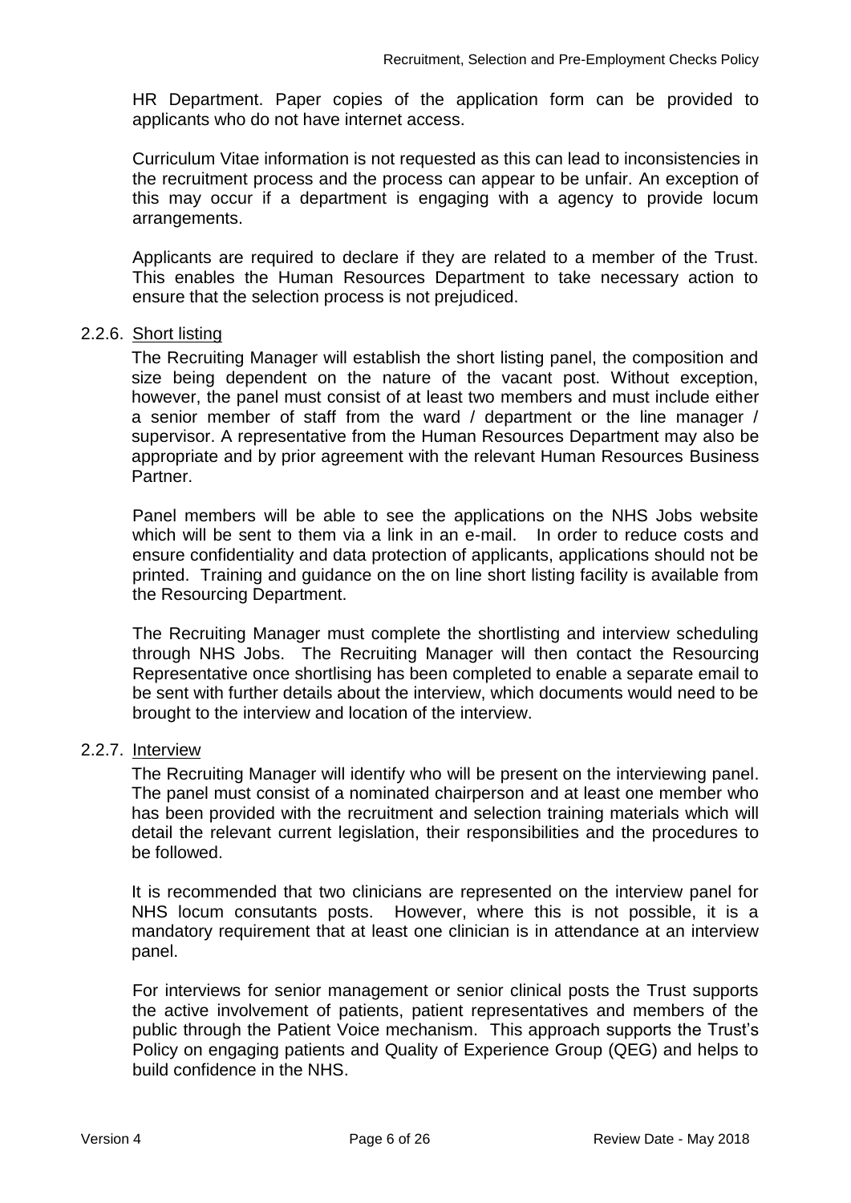HR Department. Paper copies of the application form can be provided to applicants who do not have internet access.

Curriculum Vitae information is not requested as this can lead to inconsistencies in the recruitment process and the process can appear to be unfair. An exception of this may occur if a department is engaging with a agency to provide locum arrangements.

Applicants are required to declare if they are related to a member of the Trust. This enables the Human Resources Department to take necessary action to ensure that the selection process is not prejudiced.

2.2.6. Short listing

The Recruiting Manager will establish the short listing panel, the composition and size being dependent on the nature of the vacant post. Without exception, however, the panel must consist of at least two members and must include either a senior member of staff from the ward / department or the line manager / supervisor. A representative from the Human Resources Department may also be appropriate and by prior agreement with the relevant Human Resources Business Partner.

Panel members will be able to see the applications on the NHS Jobs website which will be sent to them via a link in an e-mail. In order to reduce costs and ensure confidentiality and data protection of applicants, applications should not be printed. Training and guidance on the on line short listing facility is available from the Resourcing Department.

The Recruiting Manager must complete the shortlisting and interview scheduling through NHS Jobs. The Recruiting Manager will then contact the Resourcing Representative once shortlising has been completed to enable a separate email to be sent with further details about the interview, which documents would need to be brought to the interview and location of the interview.

2.2.7. Interview

The Recruiting Manager will identify who will be present on the interviewing panel. The panel must consist of a nominated chairperson and at least one member who has been provided with the recruitment and selection training materials which will detail the relevant current legislation, their responsibilities and the procedures to be followed.

It is recommended that two clinicians are represented on the interview panel for NHS locum consutants posts. However, where this is not possible, it is a mandatory requirement that at least one clinician is in attendance at an interview panel.

For interviews for senior management or senior clinical posts the Trust supports the active involvement of patients, patient representatives and members of the public through the Patient Voice mechanism. This approach supports the Trust's Policy on engaging patients and Quality of Experience Group (QEG) and helps to build confidence in the NHS.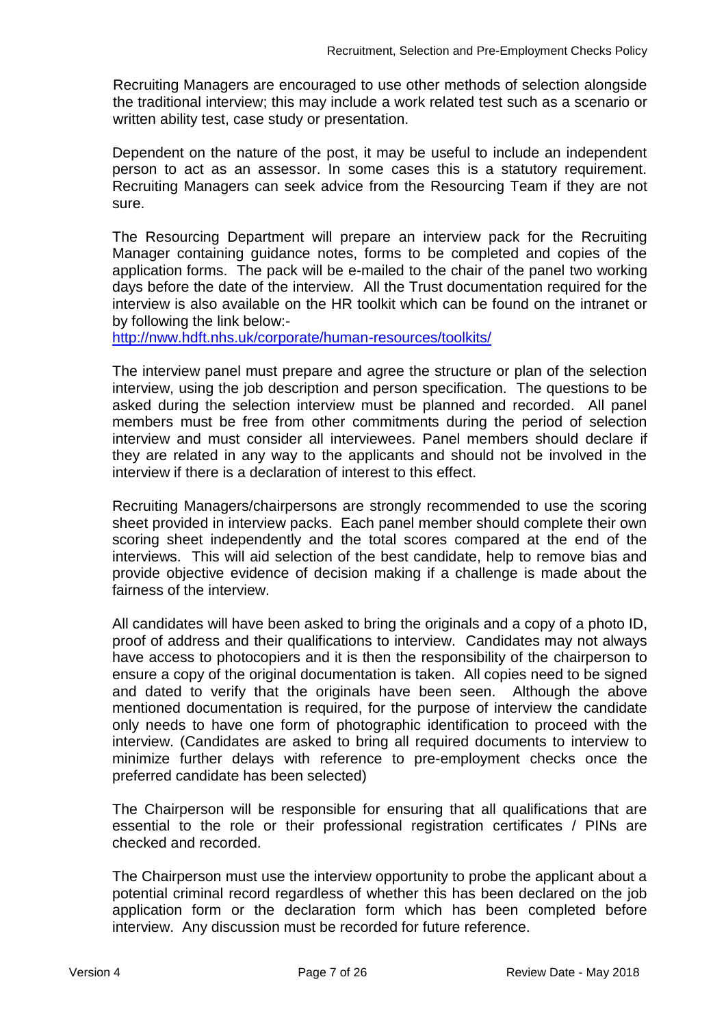Recruiting Managers are encouraged to use other methods of selection alongside the traditional interview; this may include a work related test such as a scenario or written ability test, case study or presentation.

Dependent on the nature of the post, it may be useful to include an independent person to act as an assessor. In some cases this is a statutory requirement. Recruiting Managers can seek advice from the Resourcing Team if they are not sure.

The Resourcing Department will prepare an interview pack for the Recruiting Manager containing guidance notes, forms to be completed and copies of the application forms. The pack will be e-mailed to the chair of the panel two working days before the date of the interview. All the Trust documentation required for the interview is also available on the HR toolkit which can be found on the intranet or by following the link below:-
http://nww.hdft.nhs.uk/corporate/human-resources/toolkits/

The interview panel must prepare and agree the structure or plan of the selection interview, using the job description and person specification. The questions to be asked during the selection interview must be planned and recorded. All panel members must be free from other commitments during the period of selection interview and must consider all interviewees. Panel members should declare if they are related in any way to the applicants and should not be involved in the interview if there is a declaration of interest to this effect.

Recruiting Managers/chairpersons are strongly recommended to use the scoring sheet provided in interview packs. Each panel member should complete their own scoring sheet independently and the total scores compared at the end of the interviews. This will aid selection of the best candidate, help to remove bias and provide objective evidence of decision making if a challenge is made about the fairness of the interview.

All candidates will have been asked to bring the originals and a copy of a photo ID, proof of address and their qualifications to interview. Candidates may not always have access to photocopiers and it is then the responsibility of the chairperson to ensure a copy of the original documentation is taken. All copies need to be signed and dated to verify that the originals have been seen. Although the above mentioned documentation is required, for the purpose of interview the candidate only needs to have one form of photographic identification to proceed with the interview. (Candidates are asked to bring all required documents to interview to minimize further delays with reference to pre-employment checks once the preferred candidate has been selected)

The Chairperson will be responsible for ensuring that all qualifications that are essential to the role or their professional registration certificates / PINs are checked and recorded.

The Chairperson must use the interview opportunity to probe the applicant about a potential criminal record regardless of whether this has been declared on the job application form or the declaration form which has been completed before interview. Any discussion must be recorded for future reference.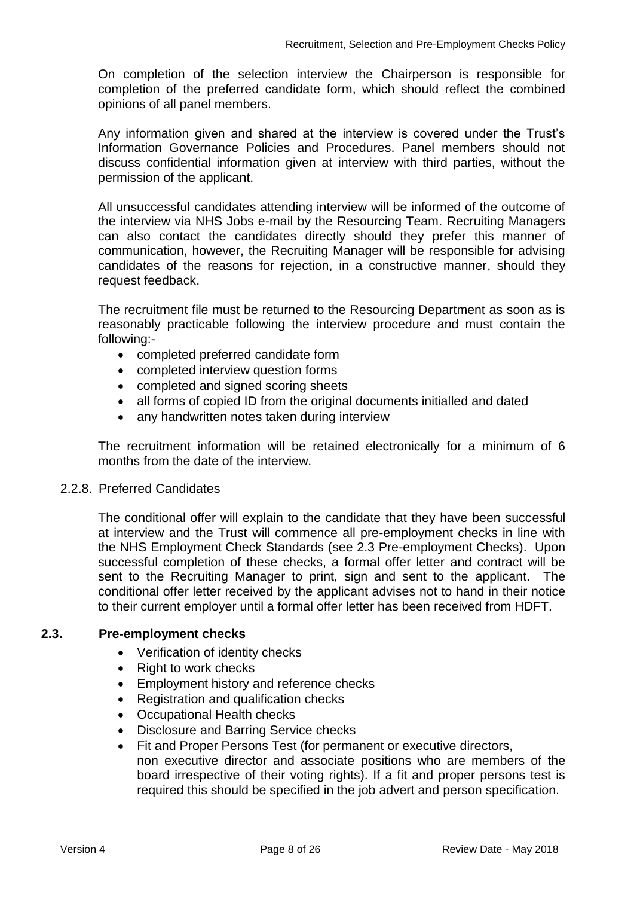On completion of the selection interview the Chairperson is responsible for completion of the preferred candidate form, which should reflect the combined opinions of all panel members.

Any information given and shared at the interview is covered under the Trust's Information Governance Policies and Procedures. Panel members should not discuss confidential information given at interview with third parties, without the permission of the applicant.

All unsuccessful candidates attending interview will be informed of the outcome of the interview via NHS Jobs e-mail by the Resourcing Team. Recruiting Managers can also contact the candidates directly should they prefer this manner of communication, however, the Recruiting Manager will be responsible for advising candidates of the reasons for rejection, in a constructive manner, should they request feedback.

The recruitment file must be returned to the Resourcing Department as soon as is reasonably practicable following the interview procedure and must contain the following:-

- completed preferred candidate form
- completed interview question forms
- completed and signed scoring sheets
- all forms of copied ID from the original documents initialled and dated
- any handwritten notes taken during interview

The recruitment information will be retained electronically for a minimum of 6 months from the date of the interview.

#### 2.2.8. Preferred Candidates

The conditional offer will explain to the candidate that they have been successful at interview and the Trust will commence all pre-employment checks in line with the NHS Employment Check Standards (see 2.3 Pre-employment Checks). Upon successful completion of these checks, a formal offer letter and contract will be sent to the Recruiting Manager to print, sign and sent to the applicant. The conditional offer letter received by the applicant advises not to hand in their notice to their current employer until a formal offer letter has been received from HDFT.

### 2.3. Pre-employment checks

- Verification of identity checks
- Right to work checks
- Employment history and reference checks
- Registration and qualification checks
- Occupational Health checks
- Disclosure and Barring Service checks
- Fit and Proper Persons Test (for permanent or executive directors, non executive director and associate positions who are members of the board irrespective of their voting rights). If a fit and proper persons test is required this should be specified in the job advert and person specification.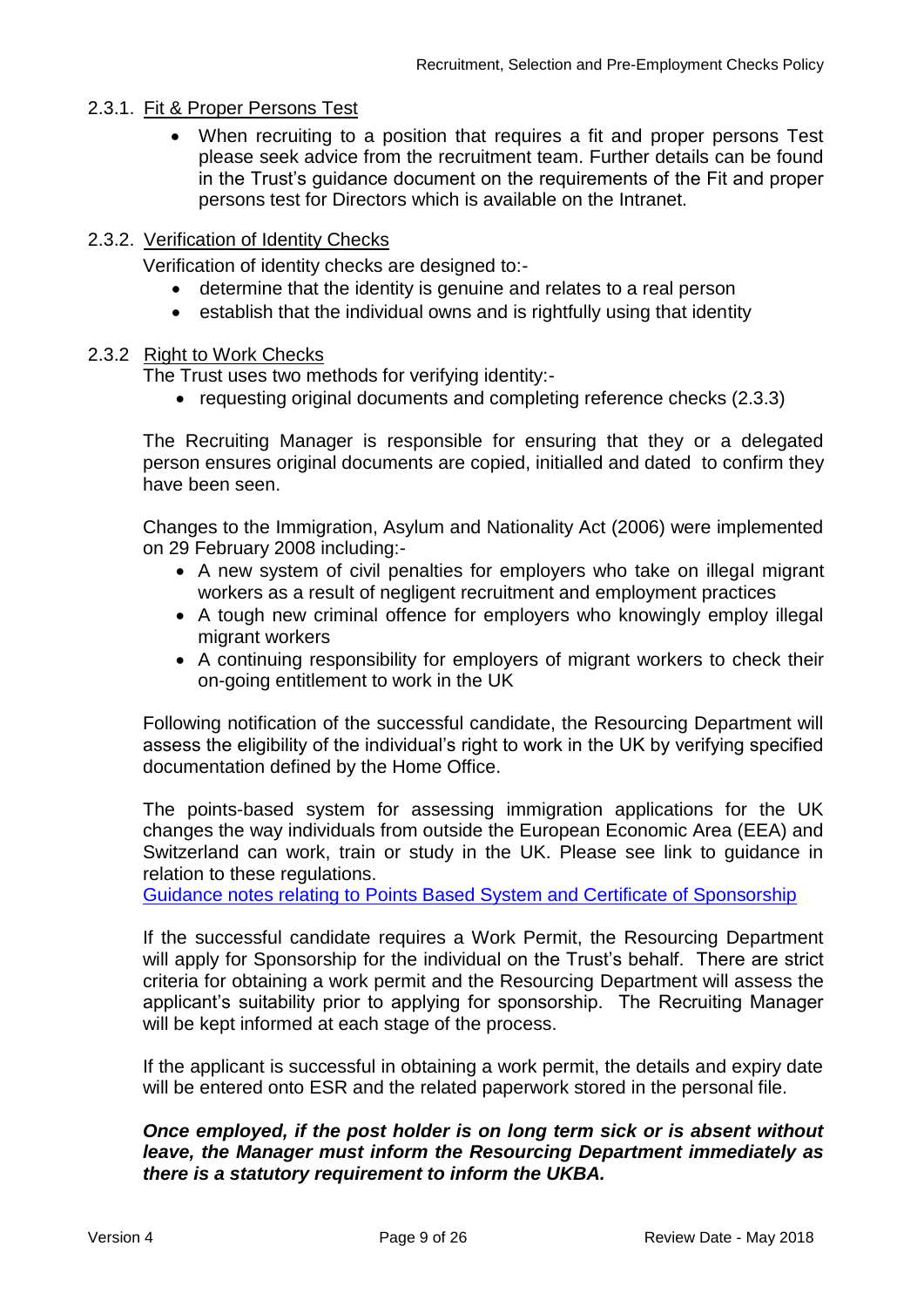#### 2.3.1. Fit & Proper Persons Test

- When recruiting to a position that requires a fit and proper persons Test please seek advice from the recruitment team. Further details can be found in the Trust's guidance document on the requirements of the Fit and proper persons test for Directors which is available on the Intranet.

#### 2.3.2. Verification of Identity Checks

Verification of identity checks are designed to:-

- determine that the identity is genuine and relates to a real person
- establish that the individual owns and is rightfully using that identity

#### 2.3.2 Right to Work Checks

The Trust uses two methods for verifying identity:-

- requesting original documents and completing reference checks (2.3.3)

The Recruiting Manager is responsible for ensuring that they or a delegated person ensures original documents are copied, initialled and dated to confirm they have been seen.

Changes to the Immigration, Asylum and Nationality Act (2006) were implemented on 29 February 2008 including:-

- A new system of civil penalties for employers who take on illegal migrant workers as a result of negligent recruitment and employment practices
- A tough new criminal offence for employers who knowingly employ illegal migrant workers
- A continuing responsibility for employers of migrant workers to check their on-going entitlement to work in the UK

Following notification of the successful candidate, the Resourcing Department will assess the eligibility of the individual's right to work in the UK by verifying specified documentation defined by the Home Office.

The points-based system for assessing immigration applications for the UK changes the way individuals from outside the European Economic Area (EEA) and Switzerland can work, train or study in the UK. Please see link to guidance in relation to these regulations.

Guidance notes relating to Points Based System and Certificate of Sponsorship

If the successful candidate requires a Work Permit, the Resourcing Department will apply for Sponsorship for the individual on the Trust's behalf. There are strict criteria for obtaining a work permit and the Resourcing Department will assess the applicant's suitability prior to applying for sponsorship. The Recruiting Manager will be kept informed at each stage of the process.

If the applicant is successful in obtaining a work permit, the details and expiry date will be entered onto ESR and the related paperwork stored in the personal file.

***Once employed, if the post holder is on long term sick or is absent without leave, the Manager must inform the Resourcing Department immediately as there is a statutory requirement to inform the UKBA.***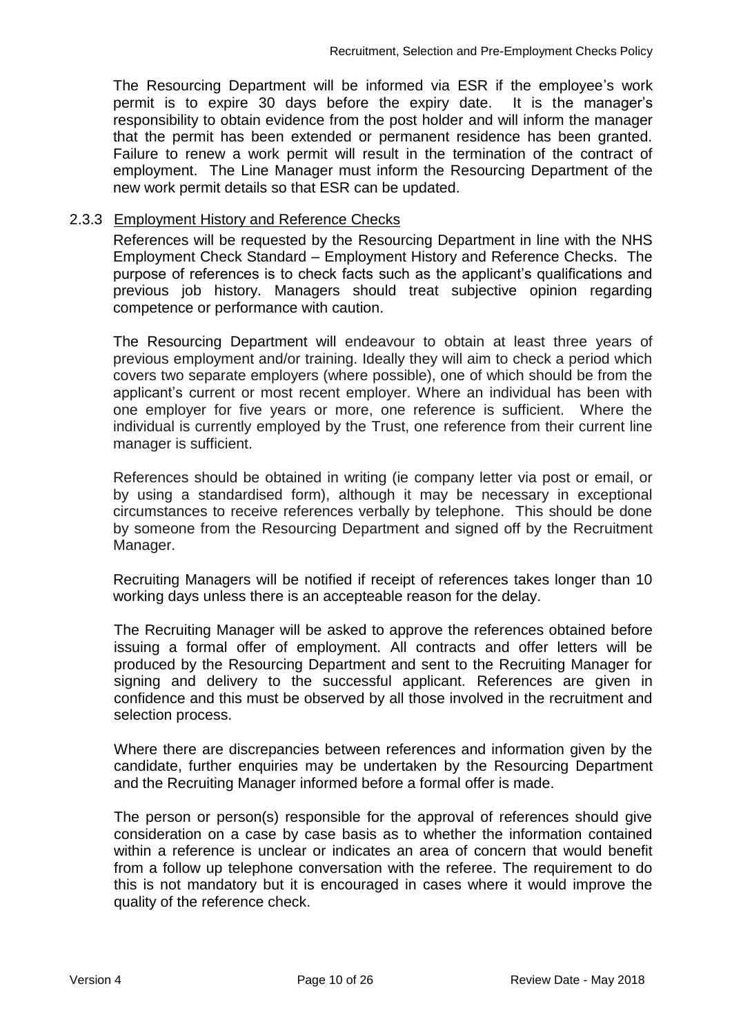The Resourcing Department will be informed via ESR if the employee's work permit is to expire 30 days before the expiry date. It is the manager's responsibility to obtain evidence from the post holder and will inform the manager that the permit has been extended or permanent residence has been granted. Failure to renew a work permit will result in the termination of the contract of employment. The Line Manager must inform the Resourcing Department of the new work permit details so that ESR can be updated.

### 2.3.3 Employment History and Reference Checks

References will be requested by the Resourcing Department in line with the NHS Employment Check Standard – Employment History and Reference Checks. The purpose of references is to check facts such as the applicant's qualifications and previous job history. Managers should treat subjective opinion regarding competence or performance with caution.

The Resourcing Department will endeavour to obtain at least three years of previous employment and/or training. Ideally they will aim to check a period which covers two separate employers (where possible), one of which should be from the applicant's current or most recent employer. Where an individual has been with one employer for five years or more, one reference is sufficient. Where the individual is currently employed by the Trust, one reference from their current line manager is sufficient.

References should be obtained in writing (ie company letter via post or email, or by using a standardised form), although it may be necessary in exceptional circumstances to receive references verbally by telephone. This should be done by someone from the Resourcing Department and signed off by the Recruitment Manager.

Recruiting Managers will be notified if receipt of references takes longer than 10 working days unless there is an accepteable reason for the delay.

The Recruiting Manager will be asked to approve the references obtained before issuing a formal offer of employment. All contracts and offer letters will be produced by the Resourcing Department and sent to the Recruiting Manager for signing and delivery to the successful applicant. References are given in confidence and this must be observed by all those involved in the recruitment and selection process.

Where there are discrepancies between references and information given by the candidate, further enquiries may be undertaken by the Resourcing Department and the Recruiting Manager informed before a formal offer is made.

The person or person(s) responsible for the approval of references should give consideration on a case by case basis as to whether the information contained within a reference is unclear or indicates an area of concern that would benefit from a follow up telephone conversation with the referee. The requirement to do this is not mandatory but it is encouraged in cases where it would improve the quality of the reference check.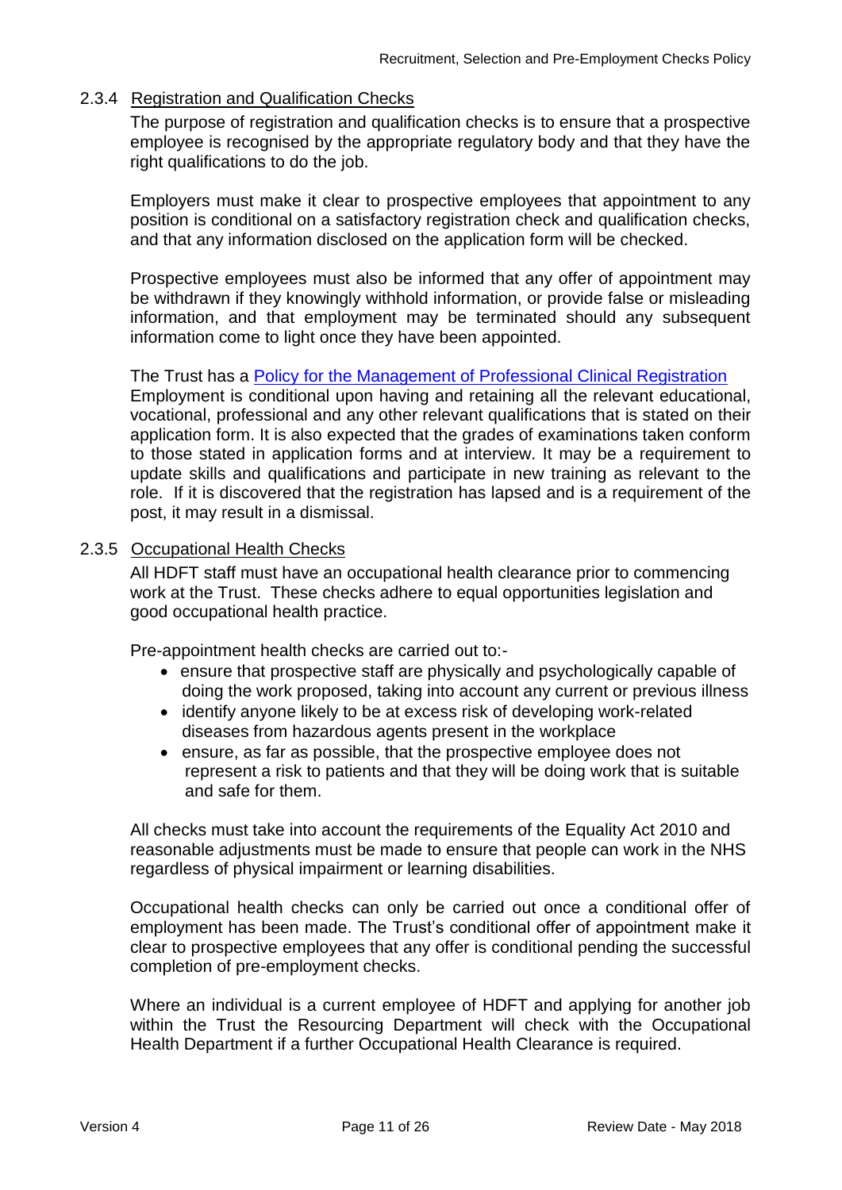### 2.3.4 Registration and Qualification Checks

The purpose of registration and qualification checks is to ensure that a prospective employee is recognised by the appropriate regulatory body and that they have the right qualifications to do the job.

Employers must make it clear to prospective employees that appointment to any position is conditional on a satisfactory registration check and qualification checks, and that any information disclosed on the application form will be checked.

Prospective employees must also be informed that any offer of appointment may be withdrawn if they knowingly withhold information, or provide false or misleading information, and that employment may be terminated should any subsequent information come to light once they have been appointed.

The Trust has a Policy for the Management of Professional Clinical Registration
Employment is conditional upon having and retaining all the relevant educational, vocational, professional and any other relevant qualifications that is stated on their application form. It is also expected that the grades of examinations taken conform to those stated in application forms and at interview. It may be a requirement to update skills and qualifications and participate in new training as relevant to the role. If it is discovered that the registration has lapsed and is a requirement of the post, it may result in a dismissal.

### 2.3.5 Occupational Health Checks

All HDFT staff must have an occupational health clearance prior to commencing work at the Trust. These checks adhere to equal opportunities legislation and good occupational health practice.

Pre-appointment health checks are carried out to:-

- ensure that prospective staff are physically and psychologically capable of doing the work proposed, taking into account any current or previous illness
- identify anyone likely to be at excess risk of developing work-related diseases from hazardous agents present in the workplace
- ensure, as far as possible, that the prospective employee does not represent a risk to patients and that they will be doing work that is suitable and safe for them.

All checks must take into account the requirements of the Equality Act 2010 and reasonable adjustments must be made to ensure that people can work in the NHS regardless of physical impairment or learning disabilities.

Occupational health checks can only be carried out once a conditional offer of employment has been made. The Trust's conditional offer of appointment make it clear to prospective employees that any offer is conditional pending the successful completion of pre-employment checks.

Where an individual is a current employee of HDFT and applying for another job within the Trust the Resourcing Department will check with the Occupational Health Department if a further Occupational Health Clearance is required.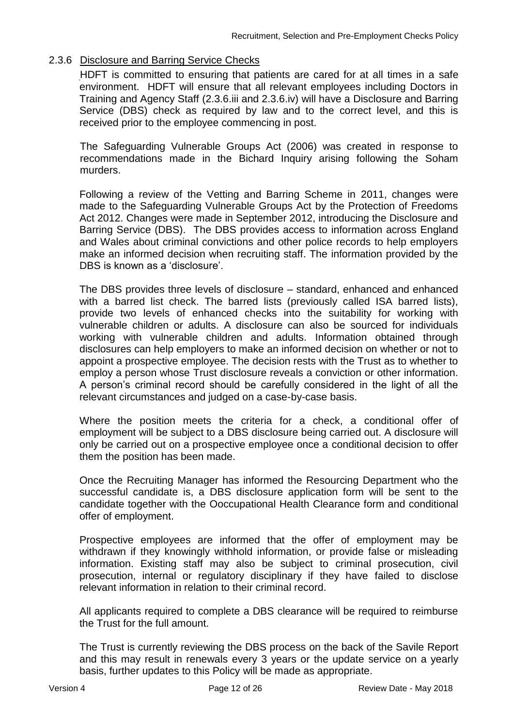### 2.3.6 Disclosure and Barring Service Checks

HDFT is committed to ensuring that patients are cared for at all times in a safe environment. HDFT will ensure that all relevant employees including Doctors in Training and Agency Staff (2.3.6.iii and 2.3.6.iv) will have a Disclosure and Barring Service (DBS) check as required by law and to the correct level, and this is received prior to the employee commencing in post.

The Safeguarding Vulnerable Groups Act (2006) was created in response to recommendations made in the Bichard Inquiry arising following the Soham murders.

Following a review of the Vetting and Barring Scheme in 2011, changes were made to the Safeguarding Vulnerable Groups Act by the Protection of Freedoms Act 2012. Changes were made in September 2012, introducing the Disclosure and Barring Service (DBS). The DBS provides access to information across England and Wales about criminal convictions and other police records to help employers make an informed decision when recruiting staff. The information provided by the DBS is known as a 'disclosure'.

The DBS provides three levels of disclosure – standard, enhanced and enhanced with a barred list check. The barred lists (previously called ISA barred lists), provide two levels of enhanced checks into the suitability for working with vulnerable children or adults. A disclosure can also be sourced for individuals working with vulnerable children and adults. Information obtained through disclosures can help employers to make an informed decision on whether or not to appoint a prospective employee. The decision rests with the Trust as to whether to employ a person whose Trust disclosure reveals a conviction or other information. A person's criminal record should be carefully considered in the light of all the relevant circumstances and judged on a case-by-case basis.

Where the position meets the criteria for a check, a conditional offer of employment will be subject to a DBS disclosure being carried out. A disclosure will only be carried out on a prospective employee once a conditional decision to offer them the position has been made.

Once the Recruiting Manager has informed the Resourcing Department who the successful candidate is, a DBS disclosure application form will be sent to the candidate together with the Ooccupational Health Clearance form and conditional offer of employment.

Prospective employees are informed that the offer of employment may be withdrawn if they knowingly withhold information, or provide false or misleading information. Existing staff may also be subject to criminal prosecution, civil prosecution, internal or regulatory disciplinary if they have failed to disclose relevant information in relation to their criminal record.

All applicants required to complete a DBS clearance will be required to reimburse the Trust for the full amount.

The Trust is currently reviewing the DBS process on the back of the Savile Report and this may result in renewals every 3 years or the update service on a yearly basis, further updates to this Policy will be made as appropriate.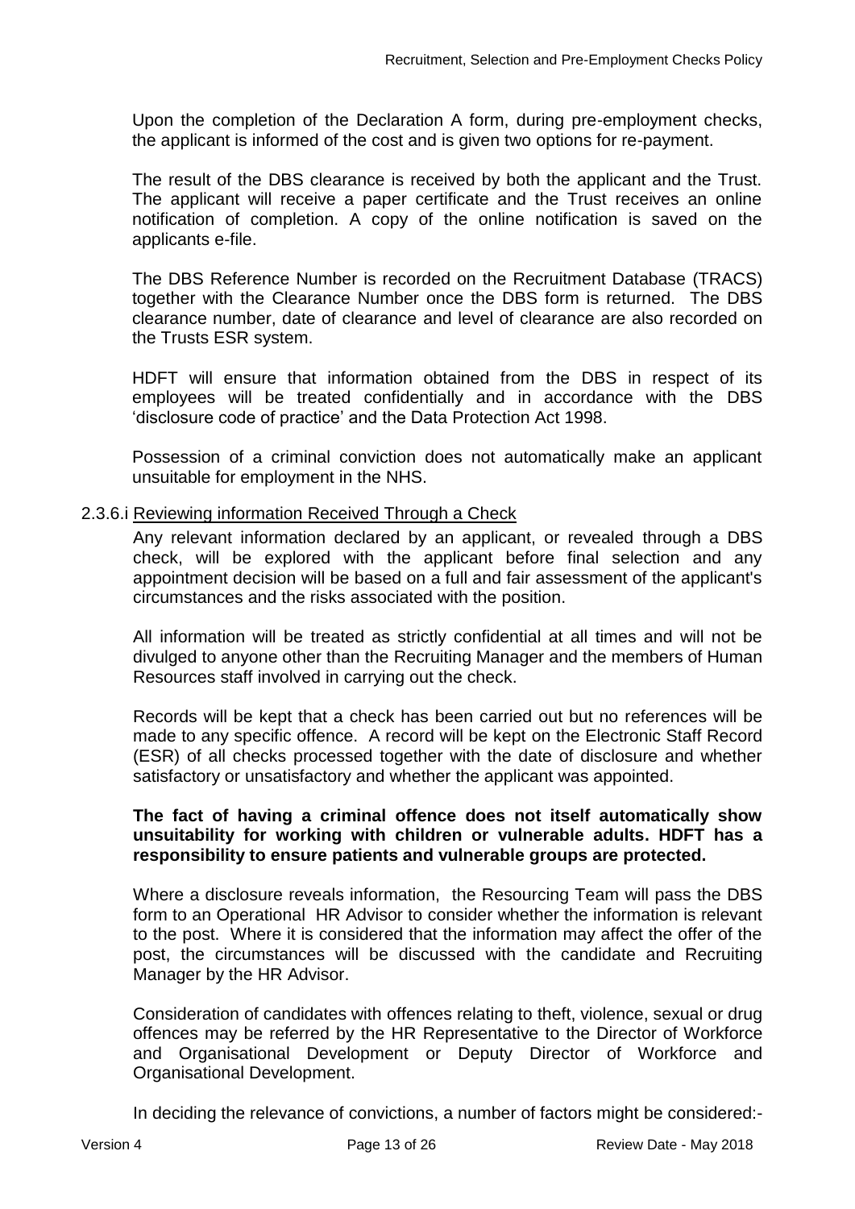Upon the completion of the Declaration A form, during pre-employment checks, the applicant is informed of the cost and is given two options for re-payment.

The result of the DBS clearance is received by both the applicant and the Trust. The applicant will receive a paper certificate and the Trust receives an online notification of completion. A copy of the online notification is saved on the applicants e-file.

The DBS Reference Number is recorded on the Recruitment Database (TRACS) together with the Clearance Number once the DBS form is returned. The DBS clearance number, date of clearance and level of clearance are also recorded on the Trusts ESR system.

HDFT will ensure that information obtained from the DBS in respect of its employees will be treated confidentially and in accordance with the DBS 'disclosure code of practice' and the Data Protection Act 1998.

Possession of a criminal conviction does not automatically make an applicant unsuitable for employment in the NHS.

2.3.6.i Reviewing information Received Through a Check

Any relevant information declared by an applicant, or revealed through a DBS check, will be explored with the applicant before final selection and any appointment decision will be based on a full and fair assessment of the applicant's circumstances and the risks associated with the position.

All information will be treated as strictly confidential at all times and will not be divulged to anyone other than the Recruiting Manager and the members of Human Resources staff involved in carrying out the check.

Records will be kept that a check has been carried out but no references will be made to any specific offence. A record will be kept on the Electronic Staff Record (ESR) of all checks processed together with the date of disclosure and whether satisfactory or unsatisfactory and whether the applicant was appointed.

**The fact of having a criminal offence does not itself automatically show unsuitability for working with children or vulnerable adults. HDFT has a responsibility to ensure patients and vulnerable groups are protected.**

Where a disclosure reveals information, the Resourcing Team will pass the DBS form to an Operational HR Advisor to consider whether the information is relevant to the post. Where it is considered that the information may affect the offer of the post, the circumstances will be discussed with the candidate and Recruiting Manager by the HR Advisor.

Consideration of candidates with offences relating to theft, violence, sexual or drug offences may be referred by the HR Representative to the Director of Workforce and Organisational Development or Deputy Director of Workforce and Organisational Development.

In deciding the relevance of convictions, a number of factors might be considered:-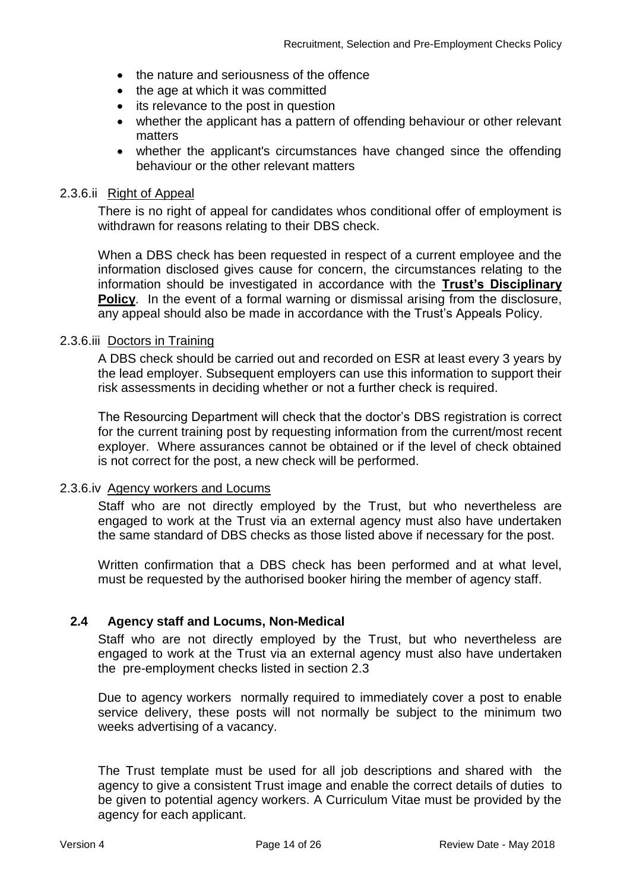- the nature and seriousness of the offence
- the age at which it was committed
- its relevance to the post in question
- whether the applicant has a pattern of offending behaviour or other relevant matters
- whether the applicant's circumstances have changed since the offending behaviour or the other relevant matters

2.3.6.ii <u>Right of Appeal</u>

There is no right of appeal for candidates whos conditional offer of employment is withdrawn for reasons relating to their DBS check.

When a DBS check has been requested in respect of a current employee and the information disclosed gives cause for concern, the circumstances relating to the information should be investigated in accordance with the **<u>Trust's Disciplinary Policy</u>**. In the event of a formal warning or dismissal arising from the disclosure, any appeal should also be made in accordance with the Trust's Appeals Policy.

2.3.6.iii <u>Doctors in Training</u>

A DBS check should be carried out and recorded on ESR at least every 3 years by the lead employer. Subsequent employers can use this information to support their risk assessments in deciding whether or not a further check is required.

The Resourcing Department will check that the doctor's DBS registration is correct for the current training post by requesting information from the current/most recent exployer. Where assurances cannot be obtained or if the level of check obtained is not correct for the post, a new check will be performed.

2.3.6.iv <u>Agency workers and Locums</u>

Staff who are not directly employed by the Trust, but who nevertheless are engaged to work at the Trust via an external agency must also have undertaken the same standard of DBS checks as those listed above if necessary for the post.

Written confirmation that a DBS check has been performed and at what level, must be requested by the authorised booker hiring the member of agency staff.

## 2.4 Agency staff and Locums, Non-Medical

Staff who are not directly employed by the Trust, but who nevertheless are engaged to work at the Trust via an external agency must also have undertaken the pre-employment checks listed in section 2.3

Due to agency workers normally required to immediately cover a post to enable service delivery, these posts will not normally be subject to the minimum two weeks advertising of a vacancy.

The Trust template must be used for all job descriptions and shared with the agency to give a consistent Trust image and enable the correct details of duties to be given to potential agency workers. A Curriculum Vitae must be provided by the agency for each applicant.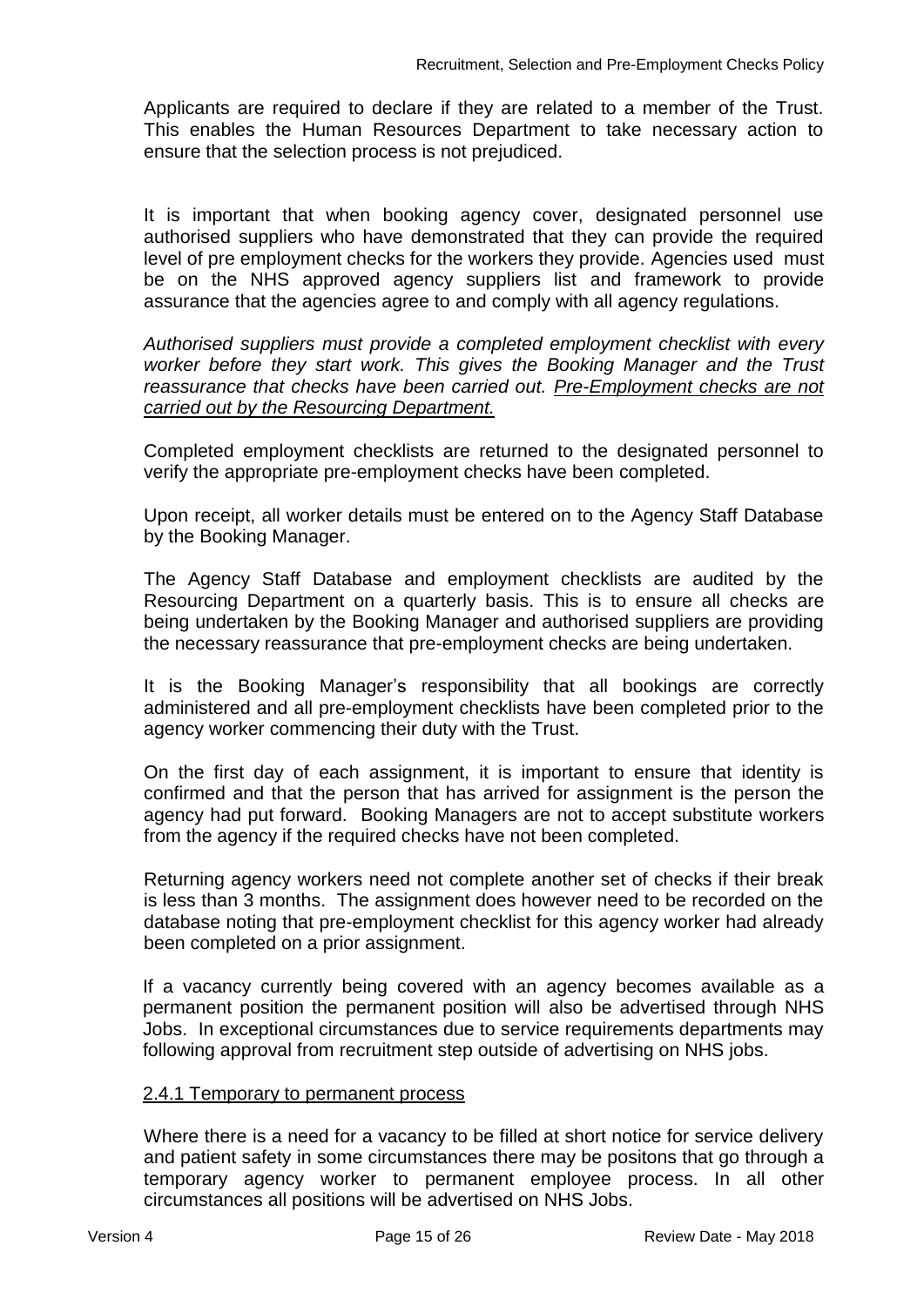Applicants are required to declare if they are related to a member of the Trust. This enables the Human Resources Department to take necessary action to ensure that the selection process is not prejudiced.

It is important that when booking agency cover, designated personnel use authorised suppliers who have demonstrated that they can provide the required level of pre employment checks for the workers they provide. Agencies used must be on the NHS approved agency suppliers list and framework to provide assurance that the agencies agree to and comply with all agency regulations.

*Authorised suppliers must provide a completed employment checklist with every worker before they start work. This gives the Booking Manager and the Trust reassurance that checks have been carried out. <u>Pre-Employment checks are not carried out by the Resourcing Department.</u>*

Completed employment checklists are returned to the designated personnel to verify the appropriate pre-employment checks have been completed.

Upon receipt, all worker details must be entered on to the Agency Staff Database by the Booking Manager.

The Agency Staff Database and employment checklists are audited by the Resourcing Department on a quarterly basis. This is to ensure all checks are being undertaken by the Booking Manager and authorised suppliers are providing the necessary reassurance that pre-employment checks are being undertaken.

It is the Booking Manager's responsibility that all bookings are correctly administered and all pre-employment checklists have been completed prior to the agency worker commencing their duty with the Trust.

On the first day of each assignment, it is important to ensure that identity is confirmed and that the person that has arrived for assignment is the person the agency had put forward. Booking Managers are not to accept substitute workers from the agency if the required checks have not been completed.

Returning agency workers need not complete another set of checks if their break is less than 3 months. The assignment does however need to be recorded on the database noting that pre-employment checklist for this agency worker had already been completed on a prior assignment.

If a vacancy currently being covered with an agency becomes available as a permanent position the permanent position will also be advertised through NHS Jobs. In exceptional circumstances due to service requirements departments may following approval from recruitment step outside of advertising on NHS jobs.

<u>2.4.1 Temporary to permanent process</u>

Where there is a need for a vacancy to be filled at short notice for service delivery and patient safety in some circumstances there may be positons that go through a temporary agency worker to permanent employee process. In all other circumstances all positions will be advertised on NHS Jobs.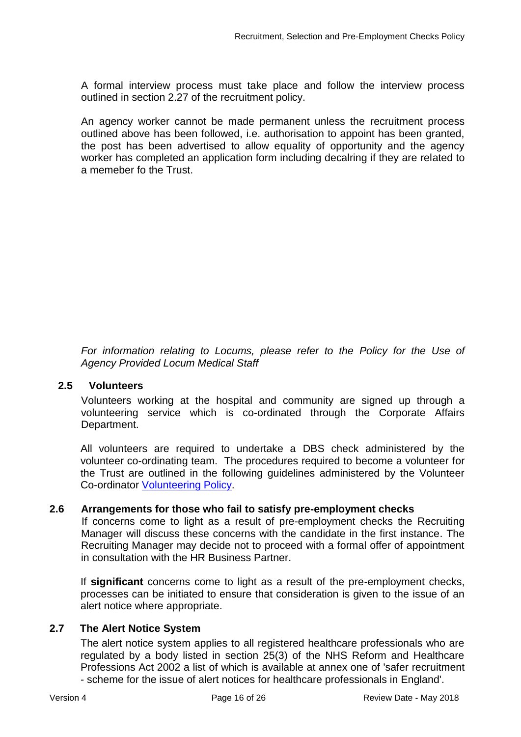A formal interview process must take place and follow the interview process outlined in section 2.27 of the recruitment policy.

An agency worker cannot be made permanent unless the recruitment process outlined above has been followed, i.e. authorisation to appoint has been granted, the post has been advertised to allow equality of opportunity and the agency worker has completed an application form including decalring if they are related to a memeber fo the Trust.

*For information relating to Locums, please refer to the Policy for the Use of Agency Provided Locum Medical Staff*

### 2.5 Volunteers

Volunteers working at the hospital and community are signed up through a volunteering service which is co-ordinated through the Corporate Affairs Department.

All volunteers are required to undertake a DBS check administered by the volunteer co-ordinating team. The procedures required to become a volunteer for the Trust are outlined in the following guidelines administered by the Volunteer Co-ordinator Volunteering Policy.

### 2.6 Arrangements for those who fail to satisfy pre-employment checks

If concerns come to light as a result of pre-employment checks the Recruiting Manager will discuss these concerns with the candidate in the first instance. The Recruiting Manager may decide not to proceed with a formal offer of appointment in consultation with the HR Business Partner.

If **significant** concerns come to light as a result of the pre-employment checks, processes can be initiated to ensure that consideration is given to the issue of an alert notice where appropriate.

### 2.7 The Alert Notice System

The alert notice system applies to all registered healthcare professionals who are regulated by a body listed in section 25(3) of the NHS Reform and Healthcare Professions Act 2002 a list of which is available at annex one of 'safer recruitment - scheme for the issue of alert notices for healthcare professionals in England'.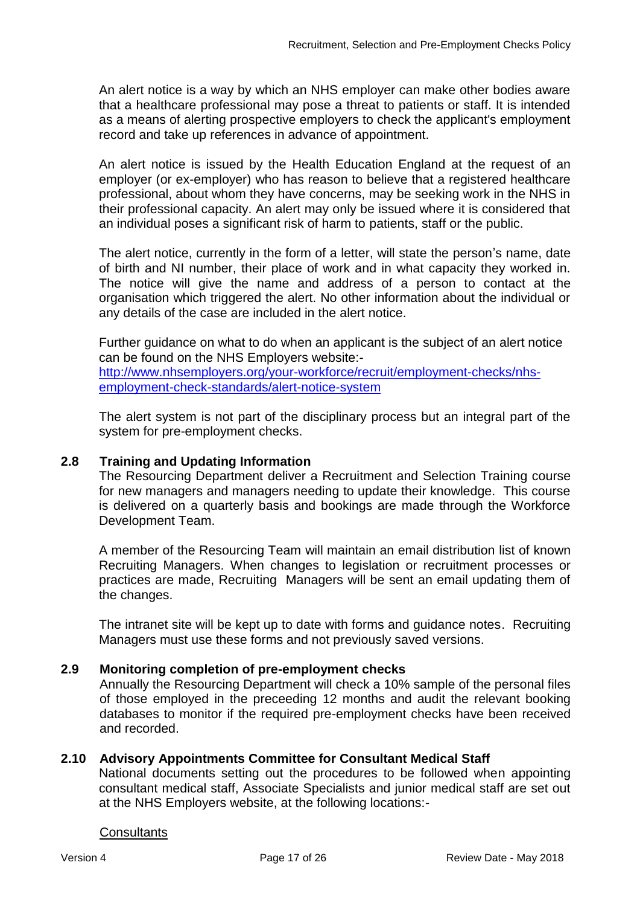An alert notice is a way by which an NHS employer can make other bodies aware that a healthcare professional may pose a threat to patients or staff. It is intended as a means of alerting prospective employers to check the applicant's employment record and take up references in advance of appointment.

An alert notice is issued by the Health Education England at the request of an employer (or ex-employer) who has reason to believe that a registered healthcare professional, about whom they have concerns, may be seeking work in the NHS in their professional capacity. An alert may only be issued where it is considered that an individual poses a significant risk of harm to patients, staff or the public.

The alert notice, currently in the form of a letter, will state the person's name, date of birth and NI number, their place of work and in what capacity they worked in. The notice will give the name and address of a person to contact at the organisation which triggered the alert. No other information about the individual or any details of the case are included in the alert notice.

Further guidance on what to do when an applicant is the subject of an alert notice can be found on the NHS Employers website:-
[http://www.nhsemployers.org/your-workforce/recruit/employment-checks/nhs-employment-check-standards/alert-notice-system](http://www.nhsemployers.org/your-workforce/recruit/employment-checks/nhs-employment-check-standards/alert-notice-system)

The alert system is not part of the disciplinary process but an integral part of the system for pre-employment checks.

## 2.8 Training and Updating Information

The Resourcing Department deliver a Recruitment and Selection Training course for new managers and managers needing to update their knowledge. This course is delivered on a quarterly basis and bookings are made through the Workforce Development Team.

A member of the Resourcing Team will maintain an email distribution list of known Recruiting Managers. When changes to legislation or recruitment processes or practices are made, Recruiting Managers will be sent an email updating them of the changes.

The intranet site will be kept up to date with forms and guidance notes. Recruiting Managers must use these forms and not previously saved versions.

## 2.9 Monitoring completion of pre-employment checks

Annually the Resourcing Department will check a 10% sample of the personal files of those employed in the preceeding 12 months and audit the relevant booking databases to monitor if the required pre-employment checks have been received and recorded.

## 2.10 Advisory Appointments Committee for Consultant Medical Staff

National documents setting out the procedures to be followed when appointing consultant medical staff, Associate Specialists and junior medical staff are set out at the NHS Employers website, at the following locations:-

Consultants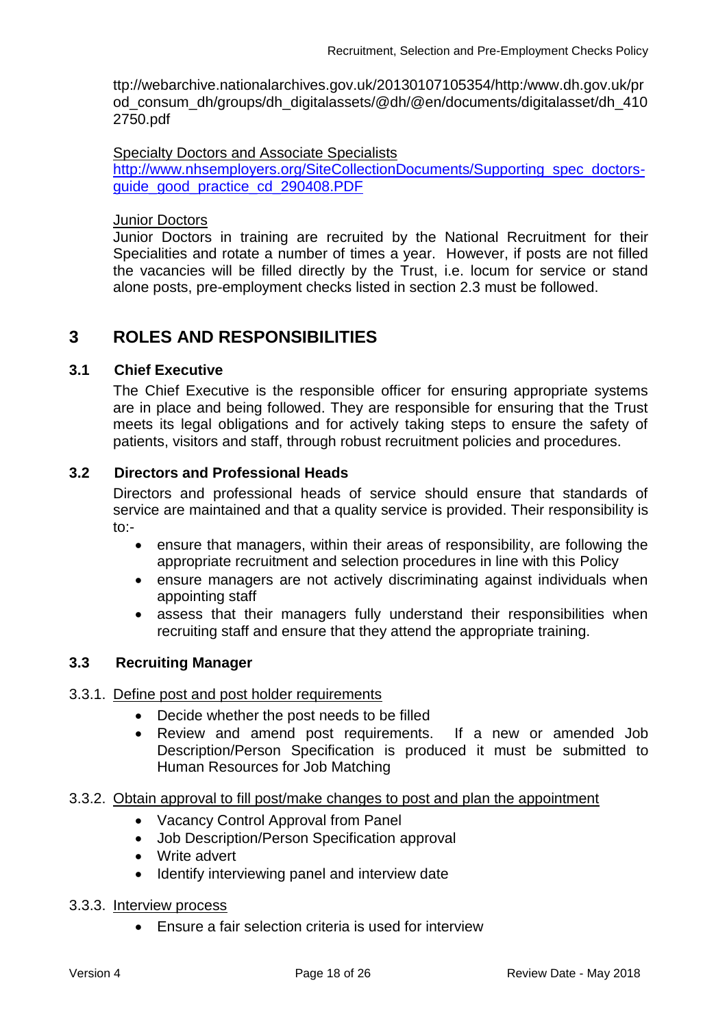ttp://webarchive.nationalarchives.gov.uk/20130107105354/http:/www.dh.gov.uk/prod_consum_dh/groups/dh_digitalassets/@dh/@en/documents/digitalasset/dh_4102750.pdf

Specialty Doctors and Associate Specialists
http://www.nhsemployers.org/SiteCollectionDocuments/Supporting_spec_doctors-guide_good_practice_cd_290408.PDF

Junior Doctors
Junior Doctors in training are recruited by the National Recruitment for their Specialities and rotate a number of times a year. However, if posts are not filled the vacancies will be filled directly by the Trust, i.e. locum for service or stand alone posts, pre-employment checks listed in section 2.3 must be followed.

## 3 ROLES AND RESPONSIBILITIES

### 3.1 Chief Executive

The Chief Executive is the responsible officer for ensuring appropriate systems are in place and being followed. They are responsible for ensuring that the Trust meets its legal obligations and for actively taking steps to ensure the safety of patients, visitors and staff, through robust recruitment policies and procedures.

### 3.2 Directors and Professional Heads

Directors and professional heads of service should ensure that standards of service are maintained and that a quality service is provided. Their responsibility is to:-

- ensure that managers, within their areas of responsibility, are following the appropriate recruitment and selection procedures in line with this Policy
- ensure managers are not actively discriminating against individuals when appointing staff
- assess that their managers fully understand their responsibilities when recruiting staff and ensure that they attend the appropriate training.

### 3.3 Recruiting Manager

3.3.1. Define post and post holder requirements

- Decide whether the post needs to be filled
- Review and amend post requirements. If a new or amended Job Description/Person Specification is produced it must be submitted to Human Resources for Job Matching

3.3.2. Obtain approval to fill post/make changes to post and plan the appointment

- Vacancy Control Approval from Panel
- Job Description/Person Specification approval
- Write advert
- Identify interviewing panel and interview date

3.3.3. Interview process

- Ensure a fair selection criteria is used for interview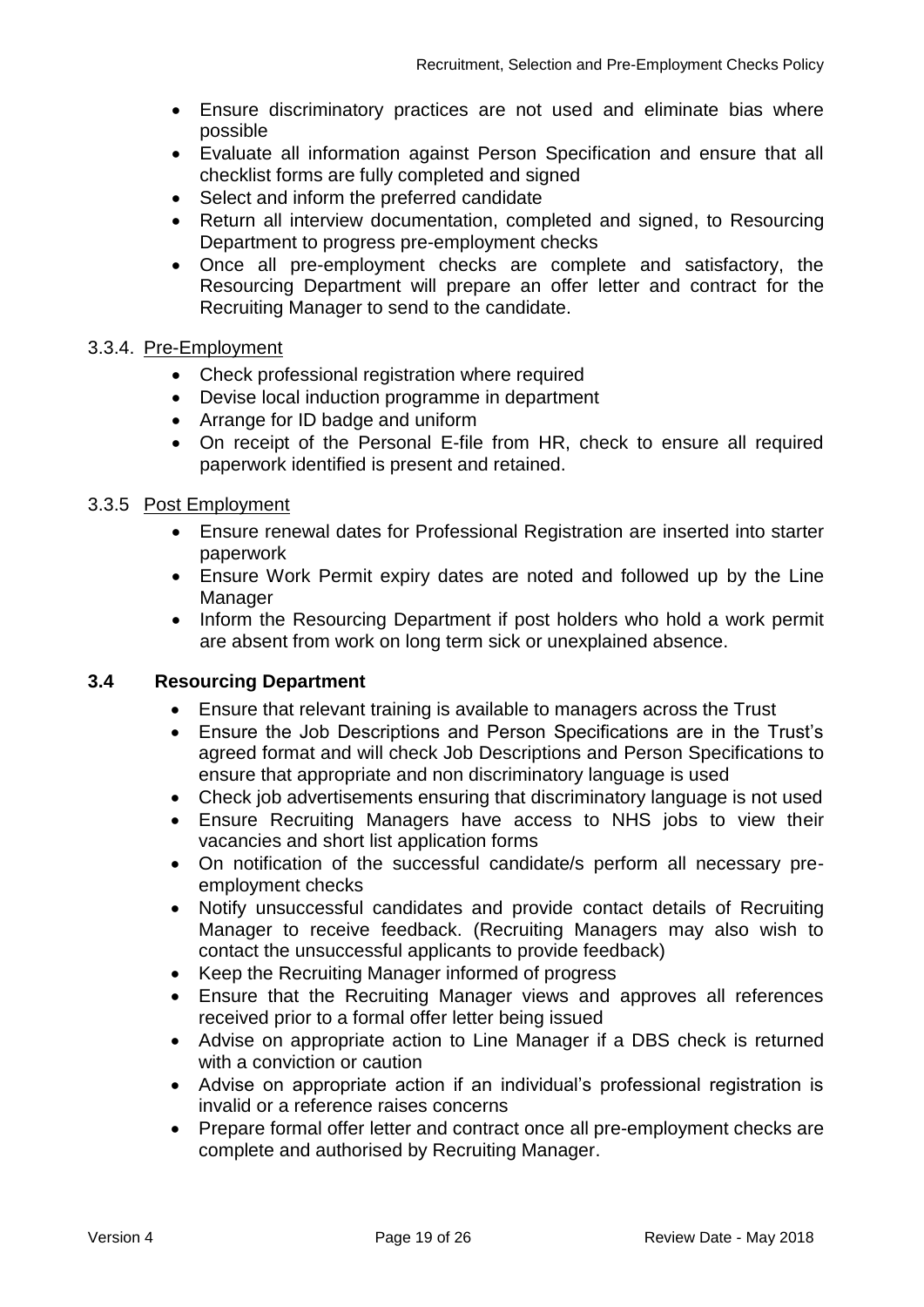- Ensure discriminatory practices are not used and eliminate bias where possible
- Evaluate all information against Person Specification and ensure that all checklist forms are fully completed and signed
- Select and inform the preferred candidate
- Return all interview documentation, completed and signed, to Resourcing Department to progress pre-employment checks
- Once all pre-employment checks are complete and satisfactory, the Resourcing Department will prepare an offer letter and contract for the Recruiting Manager to send to the candidate.

3.3.4. Pre-Employment

- Check professional registration where required
- Devise local induction programme in department
- Arrange for ID badge and uniform
- On receipt of the Personal E-file from HR, check to ensure all required paperwork identified is present and retained.

3.3.5 Post Employment

- Ensure renewal dates for Professional Registration are inserted into starter paperwork
- Ensure Work Permit expiry dates are noted and followed up by the Line Manager
- Inform the Resourcing Department if post holders who hold a work permit are absent from work on long term sick or unexplained absence.

### 3.4 Resourcing Department

- Ensure that relevant training is available to managers across the Trust
- Ensure the Job Descriptions and Person Specifications are in the Trust's agreed format and will check Job Descriptions and Person Specifications to ensure that appropriate and non discriminatory language is used
- Check job advertisements ensuring that discriminatory language is not used
- Ensure Recruiting Managers have access to NHS jobs to view their vacancies and short list application forms
- On notification of the successful candidate/s perform all necessary pre-employment checks
- Notify unsuccessful candidates and provide contact details of Recruiting Manager to receive feedback. (Recruiting Managers may also wish to contact the unsuccessful applicants to provide feedback)
- Keep the Recruiting Manager informed of progress
- Ensure that the Recruiting Manager views and approves all references received prior to a formal offer letter being issued
- Advise on appropriate action to Line Manager if a DBS check is returned with a conviction or caution
- Advise on appropriate action if an individual's professional registration is invalid or a reference raises concerns
- Prepare formal offer letter and contract once all pre-employment checks are complete and authorised by Recruiting Manager.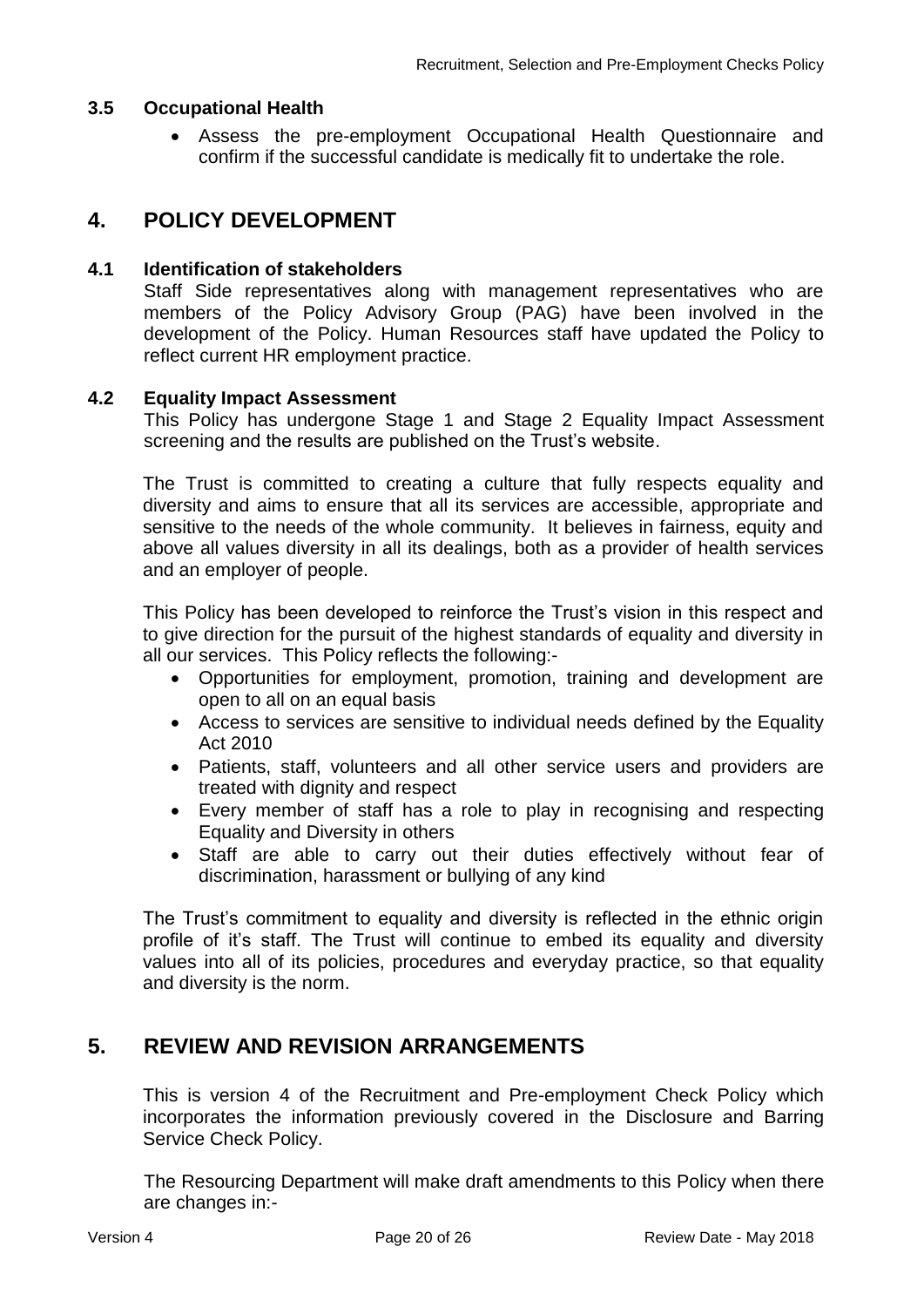### 3.5 Occupational Health

- Assess the pre-employment Occupational Health Questionnaire and confirm if the successful candidate is medically fit to undertake the role.

## 4. POLICY DEVELOPMENT

### 4.1 Identification of stakeholders

Staff Side representatives along with management representatives who are members of the Policy Advisory Group (PAG) have been involved in the development of the Policy. Human Resources staff have updated the Policy to reflect current HR employment practice.

### 4.2 Equality Impact Assessment

This Policy has undergone Stage 1 and Stage 2 Equality Impact Assessment screening and the results are published on the Trust's website.

The Trust is committed to creating a culture that fully respects equality and diversity and aims to ensure that all its services are accessible, appropriate and sensitive to the needs of the whole community. It believes in fairness, equity and above all values diversity in all its dealings, both as a provider of health services and an employer of people.

This Policy has been developed to reinforce the Trust's vision in this respect and to give direction for the pursuit of the highest standards of equality and diversity in all our services. This Policy reflects the following:-

- Opportunities for employment, promotion, training and development are open to all on an equal basis
- Access to services are sensitive to individual needs defined by the Equality Act 2010
- Patients, staff, volunteers and all other service users and providers are treated with dignity and respect
- Every member of staff has a role to play in recognising and respecting Equality and Diversity in others
- Staff are able to carry out their duties effectively without fear of discrimination, harassment or bullying of any kind

The Trust's commitment to equality and diversity is reflected in the ethnic origin profile of it's staff. The Trust will continue to embed its equality and diversity values into all of its policies, procedures and everyday practice, so that equality and diversity is the norm.

## 5. REVIEW AND REVISION ARRANGEMENTS

This is version 4 of the Recruitment and Pre-employment Check Policy which incorporates the information previously covered in the Disclosure and Barring Service Check Policy.

The Resourcing Department will make draft amendments to this Policy when there are changes in:-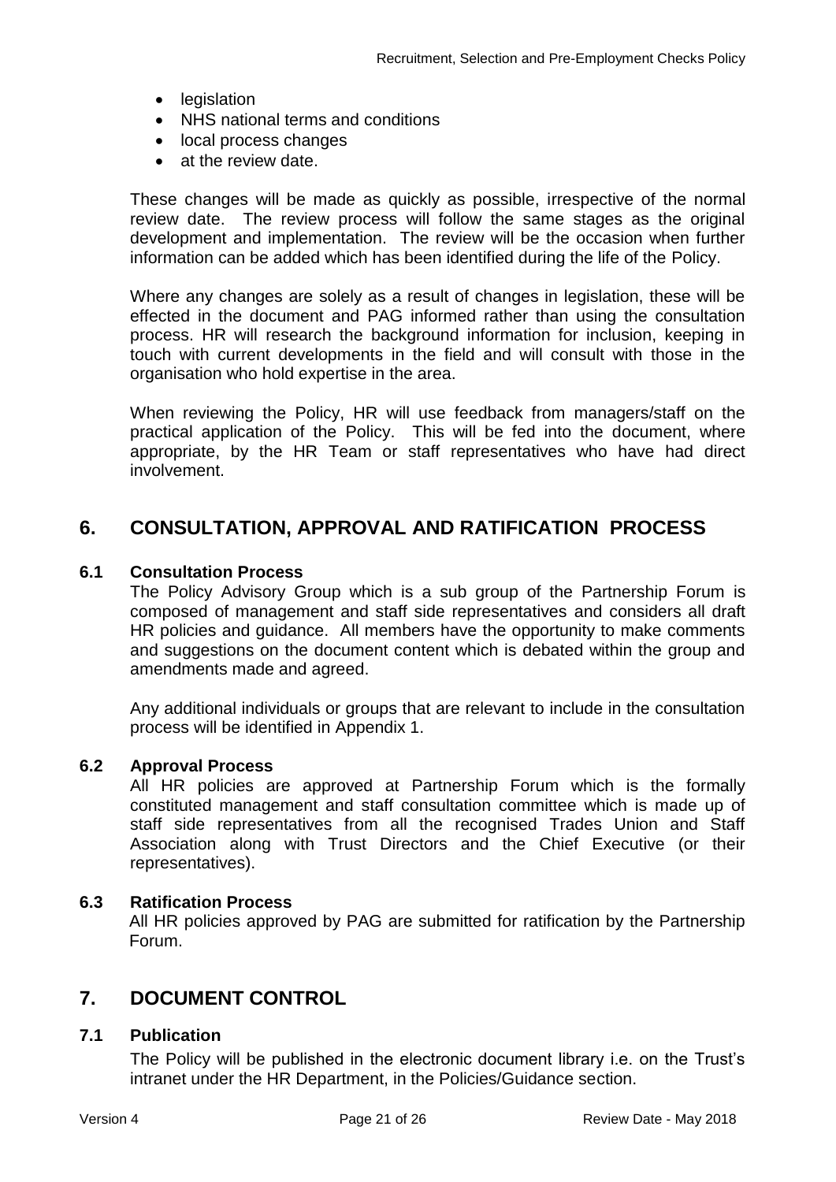- legislation
- NHS national terms and conditions
- local process changes
- at the review date.

These changes will be made as quickly as possible, irrespective of the normal review date. The review process will follow the same stages as the original development and implementation. The review will be the occasion when further information can be added which has been identified during the life of the Policy.

Where any changes are solely as a result of changes in legislation, these will be effected in the document and PAG informed rather than using the consultation process. HR will research the background information for inclusion, keeping in touch with current developments in the field and will consult with those in the organisation who hold expertise in the area.

When reviewing the Policy, HR will use feedback from managers/staff on the practical application of the Policy. This will be fed into the document, where appropriate, by the HR Team or staff representatives who have had direct involvement.

## 6. CONSULTATION, APPROVAL AND RATIFICATION PROCESS

### 6.1 Consultation Process

The Policy Advisory Group which is a sub group of the Partnership Forum is composed of management and staff side representatives and considers all draft HR policies and guidance. All members have the opportunity to make comments and suggestions on the document content which is debated within the group and amendments made and agreed.

Any additional individuals or groups that are relevant to include in the consultation process will be identified in Appendix 1.

### 6.2 Approval Process

All HR policies are approved at Partnership Forum which is the formally constituted management and staff consultation committee which is made up of staff side representatives from all the recognised Trades Union and Staff Association along with Trust Directors and the Chief Executive (or their representatives).

### 6.3 Ratification Process

All HR policies approved by PAG are submitted for ratification by the Partnership Forum.

## 7. DOCUMENT CONTROL

### 7.1 Publication

The Policy will be published in the electronic document library i.e. on the Trust's intranet under the HR Department, in the Policies/Guidance section.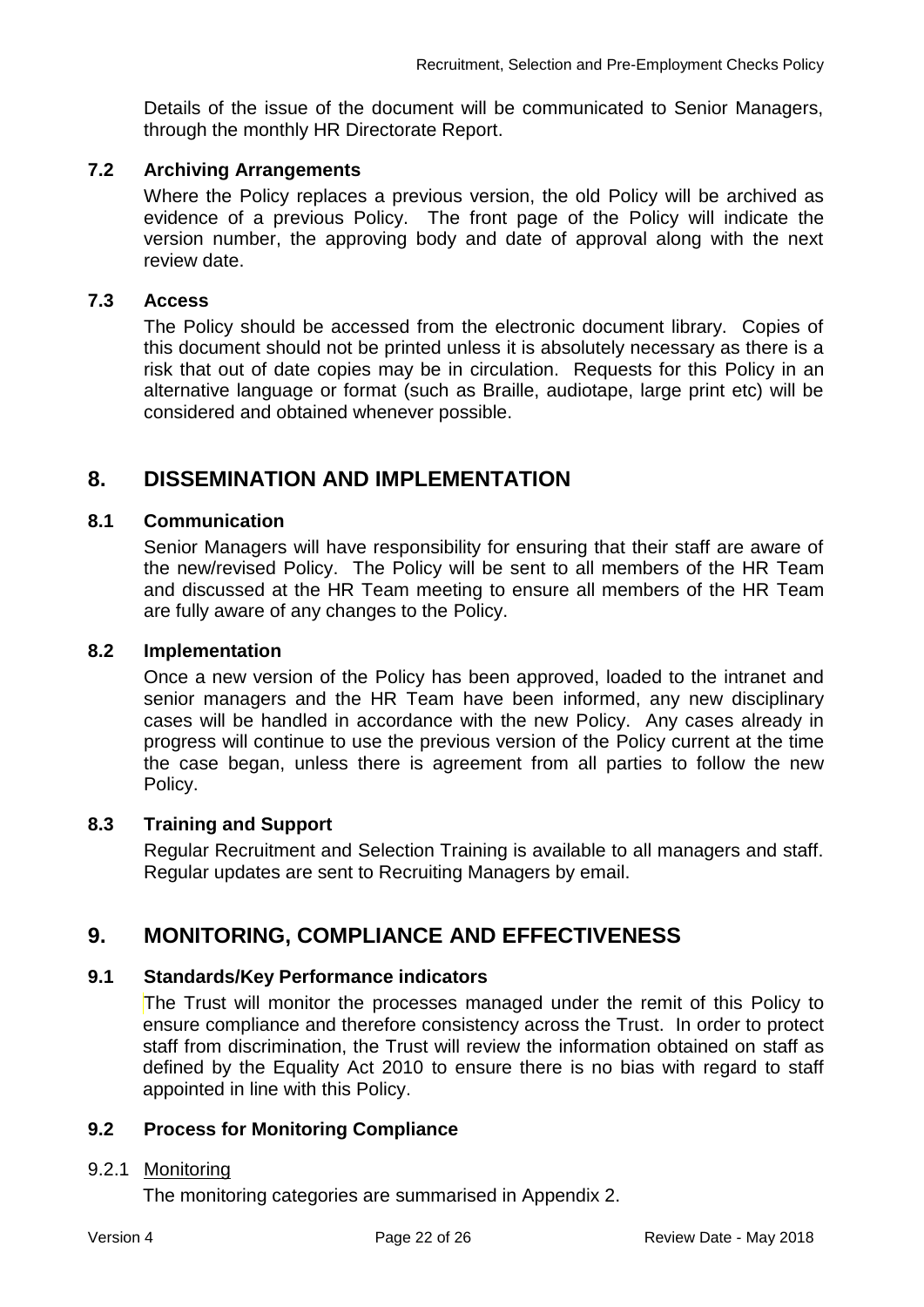Details of the issue of the document will be communicated to Senior Managers, through the monthly HR Directorate Report.

### 7.2 Archiving Arrangements

Where the Policy replaces a previous version, the old Policy will be archived as evidence of a previous Policy. The front page of the Policy will indicate the version number, the approving body and date of approval along with the next review date.

### 7.3 Access

The Policy should be accessed from the electronic document library. Copies of this document should not be printed unless it is absolutely necessary as there is a risk that out of date copies may be in circulation. Requests for this Policy in an alternative language or format (such as Braille, audiotape, large print etc) will be considered and obtained whenever possible.

## 8. DISSEMINATION AND IMPLEMENTATION

### 8.1 Communication

Senior Managers will have responsibility for ensuring that their staff are aware of the new/revised Policy. The Policy will be sent to all members of the HR Team and discussed at the HR Team meeting to ensure all members of the HR Team are fully aware of any changes to the Policy.

### 8.2 Implementation

Once a new version of the Policy has been approved, loaded to the intranet and senior managers and the HR Team have been informed, any new disciplinary cases will be handled in accordance with the new Policy. Any cases already in progress will continue to use the previous version of the Policy current at the time the case began, unless there is agreement from all parties to follow the new Policy.

### 8.3 Training and Support

Regular Recruitment and Selection Training is available to all managers and staff. Regular updates are sent to Recruiting Managers by email.

## 9. MONITORING, COMPLIANCE AND EFFECTIVENESS

### 9.1 Standards/Key Performance indicators

The Trust will monitor the processes managed under the remit of this Policy to ensure compliance and therefore consistency across the Trust. In order to protect staff from discrimination, the Trust will review the information obtained on staff as defined by the Equality Act 2010 to ensure there is no bias with regard to staff appointed in line with this Policy.

### 9.2 Process for Monitoring Compliance

9.2.1 Monitoring

The monitoring categories are summarised in Appendix 2.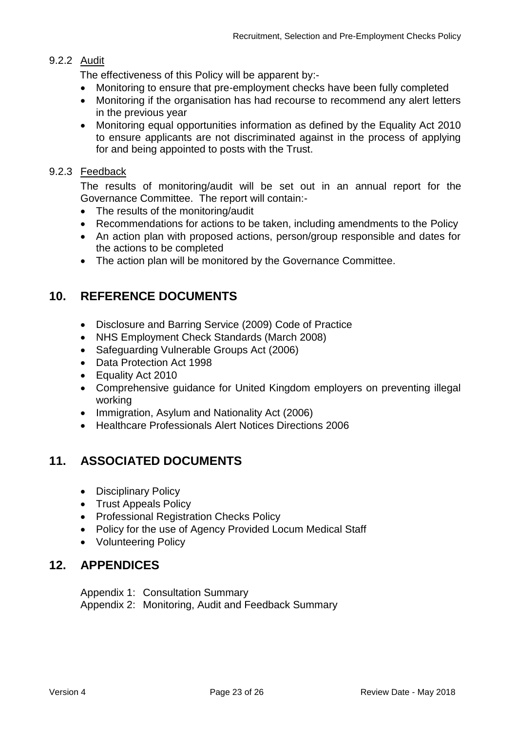### 9.2.2 Audit

The effectiveness of this Policy will be apparent by:-

- Monitoring to ensure that pre-employment checks have been fully completed
- Monitoring if the organisation has had recourse to recommend any alert letters in the previous year
- Monitoring equal opportunities information as defined by the Equality Act 2010 to ensure applicants are not discriminated against in the process of applying for and being appointed to posts with the Trust.

### 9.2.3 Feedback

The results of monitoring/audit will be set out in an annual report for the Governance Committee. The report will contain:-

- The results of the monitoring/audit
- Recommendations for actions to be taken, including amendments to the Policy
- An action plan with proposed actions, person/group responsible and dates for the actions to be completed
- The action plan will be monitored by the Governance Committee.

## 10. REFERENCE DOCUMENTS

- Disclosure and Barring Service (2009) Code of Practice
- NHS Employment Check Standards (March 2008)
- Safeguarding Vulnerable Groups Act (2006)
- Data Protection Act 1998
- Equality Act 2010
- Comprehensive guidance for United Kingdom employers on preventing illegal working
- Immigration, Asylum and Nationality Act (2006)
- Healthcare Professionals Alert Notices Directions 2006

## 11. ASSOCIATED DOCUMENTS

- Disciplinary Policy
- Trust Appeals Policy
- Professional Registration Checks Policy
- Policy for the use of Agency Provided Locum Medical Staff
- Volunteering Policy

## 12. APPENDICES

Appendix 1: Consultation Summary
Appendix 2: Monitoring, Audit and Feedback Summary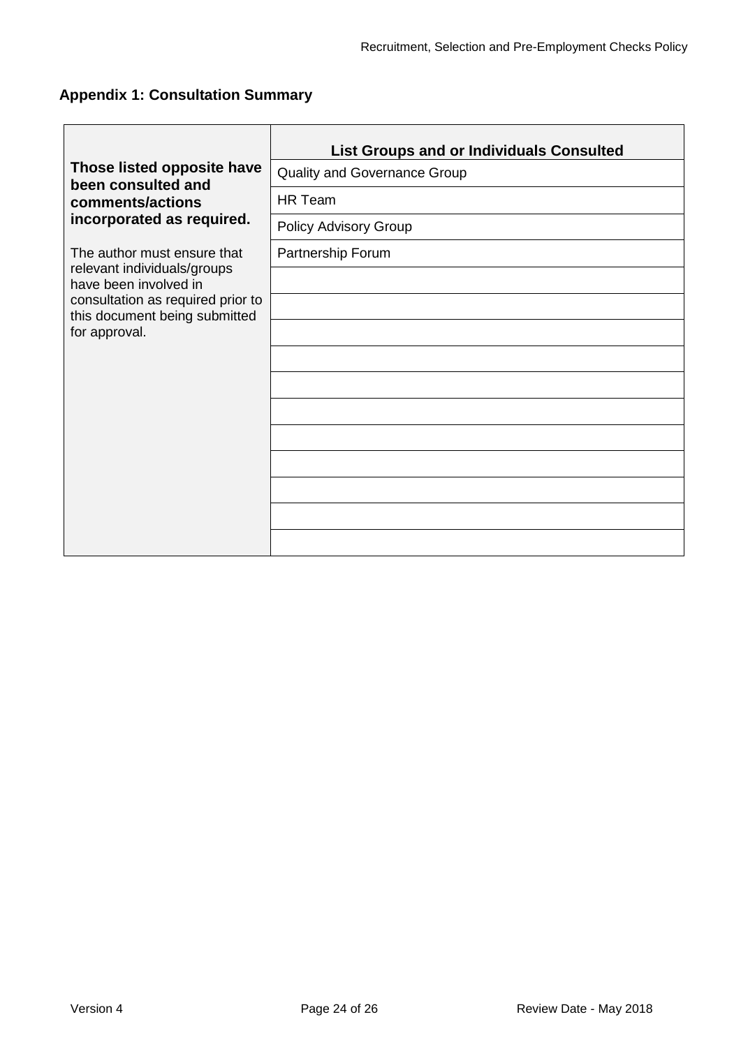## Appendix 1: Consultation Summary

| **Those listed opposite have been consulted and comments/actions incorporated as required.**<br><br>The author must ensure that relevant individuals/groups have been involved in consultation as required prior to this document being submitted for approval. | **List Groups and or Individuals Consulted** |
|---|---|
| | Quality and Governance Group |
| | HR Team |
| | Policy Advisory Group |
| | Partnership Forum |
| | |
| | |
| | |
| | |
| | |
| | |
| | |
| | |
| | |
| | |
| | |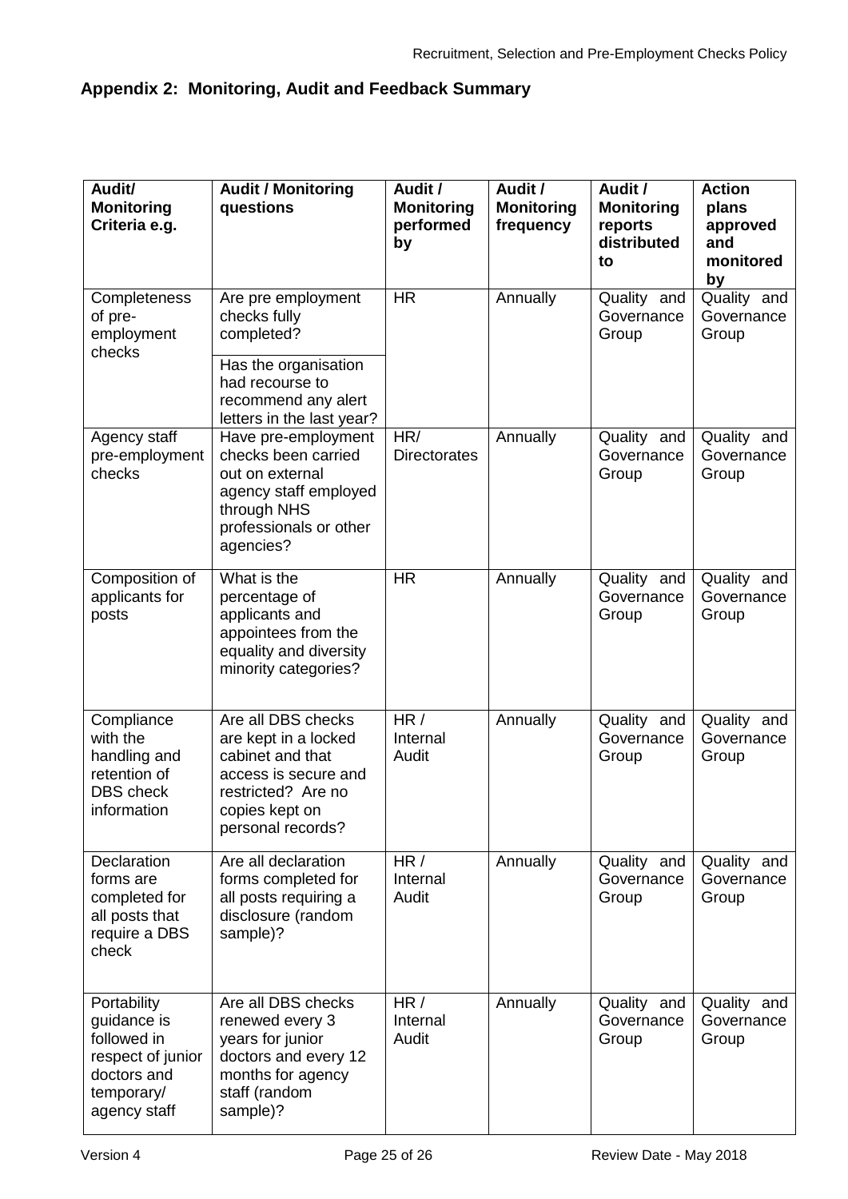## Appendix 2: Monitoring, Audit and Feedback Summary

| Audit/ Monitoring Criteria e.g. | Audit / Monitoring questions | Audit / Monitoring performed by | Audit / Monitoring frequency | Audit / Monitoring reports distributed to | Action plans approved and monitored by |
|---|---|---|---|---|---|
| Completeness of pre-employment checks | Are pre employment checks fully completed?<br>Has the organisation had recourse to recommend any alert letters in the last year? | HR | Annually | Quality and Governance Group | Quality and Governance Group |
| Agency staff pre-employment checks | Have pre-employment checks been carried out on external agency staff employed through NHS professionals or other agencies? | HR/ Directorates | Annually | Quality and Governance Group | Quality and Governance Group |
| Composition of applicants for posts | What is the percentage of applicants and appointees from the equality and diversity minority categories? | HR | Annually | Quality and Governance Group | Quality and Governance Group |
| Compliance with the handling and retention of DBS check information | Are all DBS checks are kept in a locked cabinet and that access is secure and restricted? Are no copies kept on personal records? | HR / Internal Audit | Annually | Quality and Governance Group | Quality and Governance Group |
| Declaration forms are completed for all posts that require a DBS check | Are all declaration forms completed for all posts requiring a disclosure (random sample)? | HR / Internal Audit | Annually | Quality and Governance Group | Quality and Governance Group |
| Portability guidance is followed in respect of junior doctors and temporary/ agency staff | Are all DBS checks renewed every 3 years for junior doctors and every 12 months for agency staff (random sample)? | HR / Internal Audit | Annually | Quality and Governance Group | Quality and Governance Group |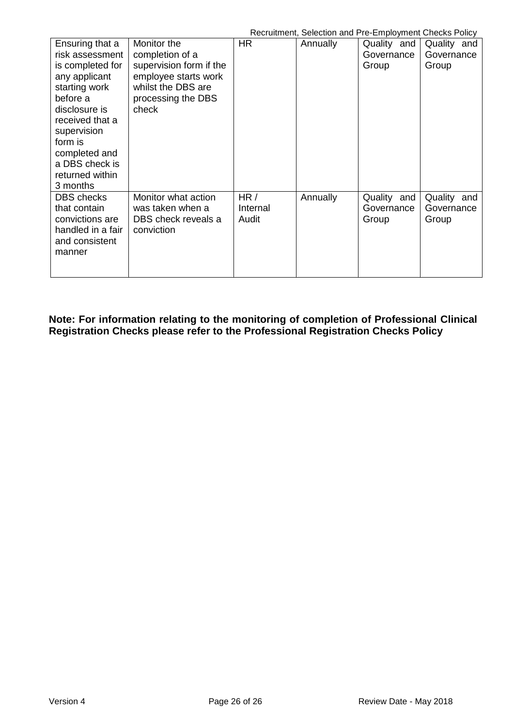| | | | | | |
|---|---|---|---|---|---|
| Ensuring that a risk assessment is completed for any applicant starting work before a disclosure is received that a supervision form is completed and a DBS check is returned within 3 months | Monitor the completion of a supervision form if the employee starts work whilst the DBS are processing the DBS check | HR | Annually | Quality and Governance Group | Quality and Governance Group |
| DBS checks that contain convictions are handled in a fair and consistent manner | Monitor what action was taken when a DBS check reveals a conviction | HR / Internal Audit | Annually | Quality and Governance Group | Quality and Governance Group |

**Note: For information relating to the monitoring of completion of Professional Clinical Registration Checks please refer to the Professional Registration Checks Policy**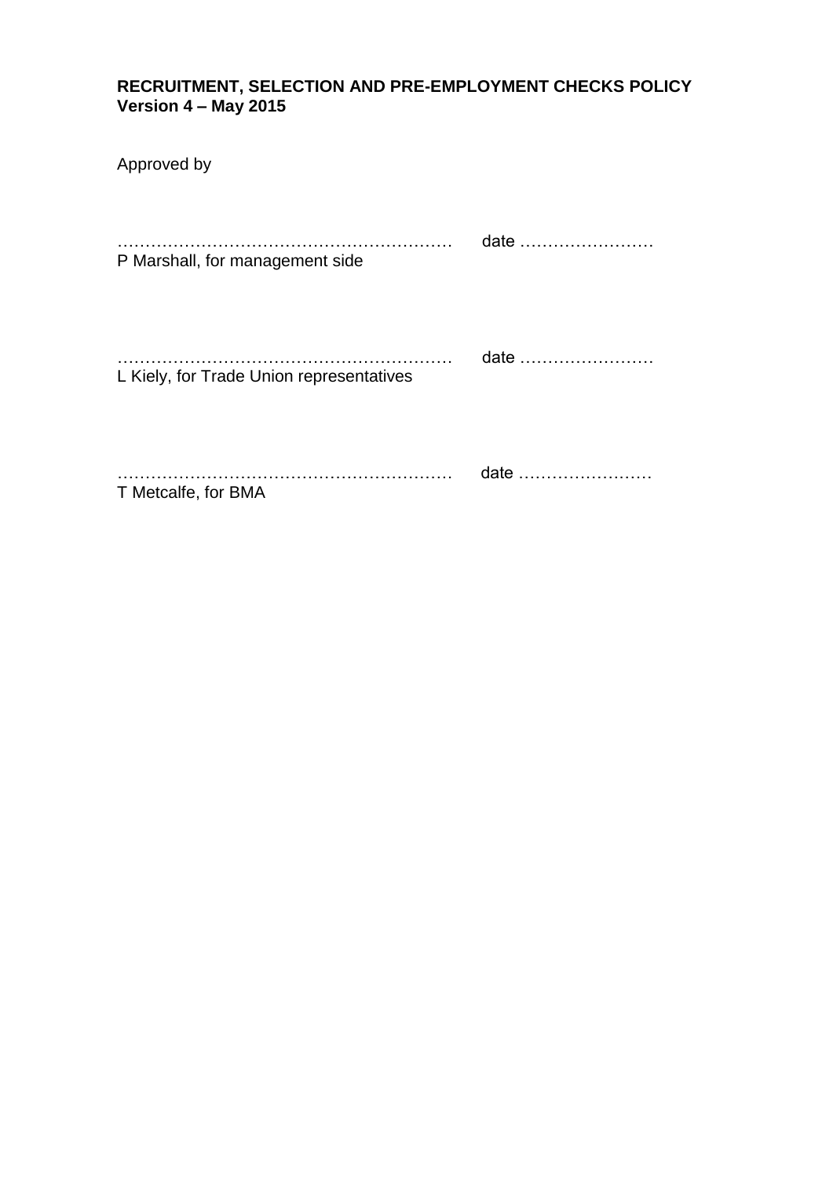**RECRUITMENT, SELECTION AND PRE-EMPLOYMENT CHECKS POLICY**
**Version 4 – May 2015**

Approved by

…………………………………………………… date ……………………
P Marshall, for management side

…………………………………………………… date ……………………
L Kiely, for Trade Union representatives

…………………………………………………… date ……………………
T Metcalfe, for BMA